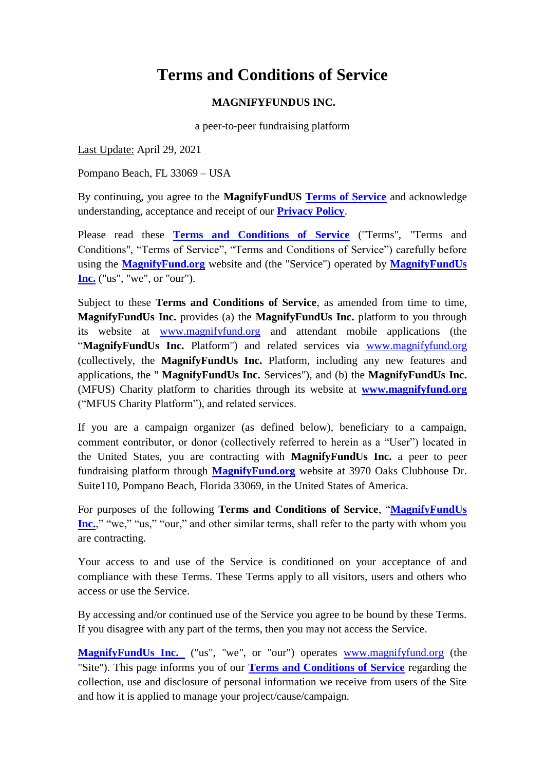# Terms and Conditions of Service

**MAGNIFYFUNDUS INC.**

a peer-to-peer fundraising platform

Last Update: April 29, 2021

Pompano Beach, FL 33069 – USA

By continuing, you agree to the **MagnifyFundUS** **Terms of Service** and acknowledge understanding, acceptance and receipt of our **Privacy Policy**.

Please read these **Terms and Conditions of Service** ("Terms", "Terms and Conditions", "Terms of Service", "Terms and Conditions of Service") carefully before using the **MagnifyFund.org** website and (the "Service") operated by **MagnifyFundUs Inc.** ("us", "we", or "our").

Subject to these **Terms and Conditions of Service**, as amended from time to time, **MagnifyFundUs Inc.** provides (a) the **MagnifyFundUs Inc.** platform to you through its website at www.magnifyfund.org and attendant mobile applications (the "**MagnifyFundUs Inc.** Platform") and related services via www.magnifyfund.org (collectively, the **MagnifyFundUs Inc.** Platform, including any new features and applications, the " **MagnifyFundUs Inc.** Services"), and (b) the **MagnifyFundUs Inc.** (MFUS) Charity platform to charities through its website at **www.magnifyfund.org** ("MFUS Charity Platform"), and related services.

If you are a campaign organizer (as defined below), beneficiary to a campaign, comment contributor, or donor (collectively referred to herein as a "User") located in the United States, you are contracting with **MagnifyFundUs Inc.** a peer to peer fundraising platform through **MagnifyFund.org** website at 3970 Oaks Clubhouse Dr. Suite110, Pompano Beach, Florida 33069, in the United States of America.

For purposes of the following **Terms and Conditions of Service**, "**MagnifyFundUs Inc.**," "we," "us," "our," and other similar terms, shall refer to the party with whom you are contracting.

Your access to and use of the Service is conditioned on your acceptance of and compliance with these Terms. These Terms apply to all visitors, users and others who access or use the Service.

By accessing and/or continued use of the Service you agree to be bound by these Terms. If you disagree with any part of the terms, then you may not access the Service.

**MagnifyFundUs Inc.** ("us", "we", or "our") operates www.magnifyfund.org (the "Site"). This page informs you of our **Terms and Conditions of Service** regarding the collection, use and disclosure of personal information we receive from users of the Site and how it is applied to manage your project/cause/campaign.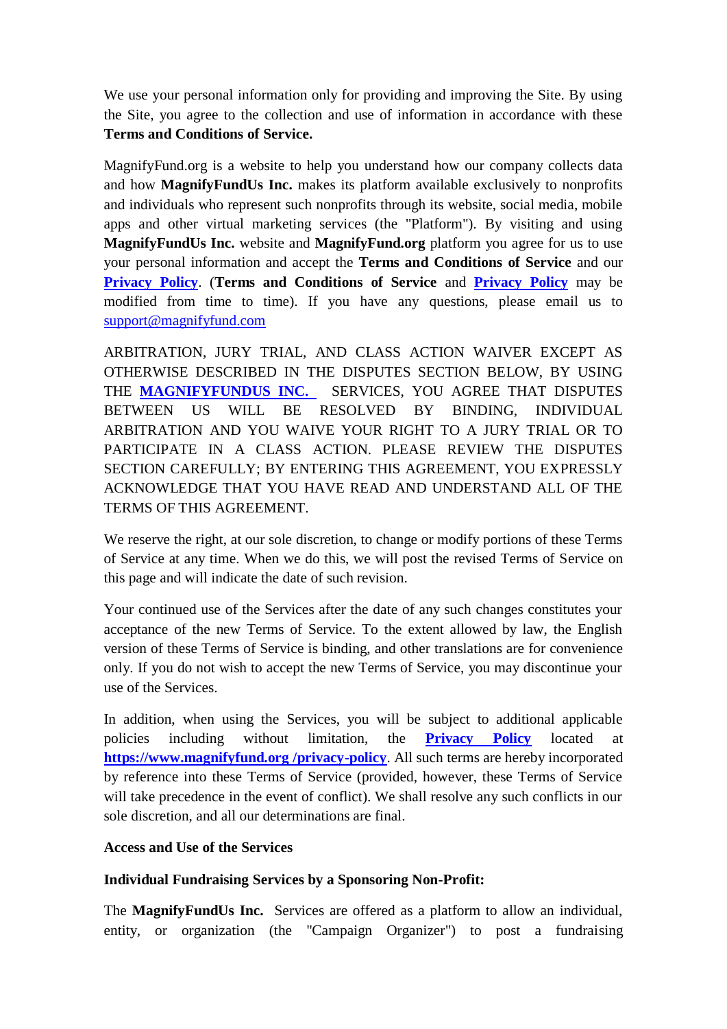We use your personal information only for providing and improving the Site. By using the Site, you agree to the collection and use of information in accordance with these **Terms and Conditions of Service.**

MagnifyFund.org is a website to help you understand how our company collects data and how **MagnifyFundUs Inc.** makes its platform available exclusively to nonprofits and individuals who represent such nonprofits through its website, social media, mobile apps and other virtual marketing services (the "Platform"). By visiting and using **MagnifyFundUs Inc.** website and **MagnifyFund.org** platform you agree for us to use your personal information and accept the **Terms and Conditions of Service** and our **Privacy Policy**. (**Terms and Conditions of Service** and **Privacy Policy** may be modified from time to time). If you have any questions, please email us to support@magnifyfund.com

ARBITRATION, JURY TRIAL, AND CLASS ACTION WAIVER EXCEPT AS OTHERWISE DESCRIBED IN THE DISPUTES SECTION BELOW, BY USING THE **MAGNIFYFUNDUS INC.** SERVICES, YOU AGREE THAT DISPUTES BETWEEN US WILL BE RESOLVED BY BINDING, INDIVIDUAL ARBITRATION AND YOU WAIVE YOUR RIGHT TO A JURY TRIAL OR TO PARTICIPATE IN A CLASS ACTION. PLEASE REVIEW THE DISPUTES SECTION CAREFULLY; BY ENTERING THIS AGREEMENT, YOU EXPRESSLY ACKNOWLEDGE THAT YOU HAVE READ AND UNDERSTAND ALL OF THE TERMS OF THIS AGREEMENT.

We reserve the right, at our sole discretion, to change or modify portions of these Terms of Service at any time. When we do this, we will post the revised Terms of Service on this page and will indicate the date of such revision.

Your continued use of the Services after the date of any such changes constitutes your acceptance of the new Terms of Service. To the extent allowed by law, the English version of these Terms of Service is binding, and other translations are for convenience only. If you do not wish to accept the new Terms of Service, you may discontinue your use of the Services.

In addition, when using the Services, you will be subject to additional applicable policies including without limitation, the **Privacy Policy** located at **https://www.magnifyfund.org /privacy-policy**. All such terms are hereby incorporated by reference into these Terms of Service (provided, however, these Terms of Service will take precedence in the event of conflict). We shall resolve any such conflicts in our sole discretion, and all our determinations are final.

**Access and Use of the Services**

**Individual Fundraising Services by a Sponsoring Non-Profit:**

The **MagnifyFundUs Inc.** Services are offered as a platform to allow an individual, entity, or organization (the "Campaign Organizer") to post a fundraising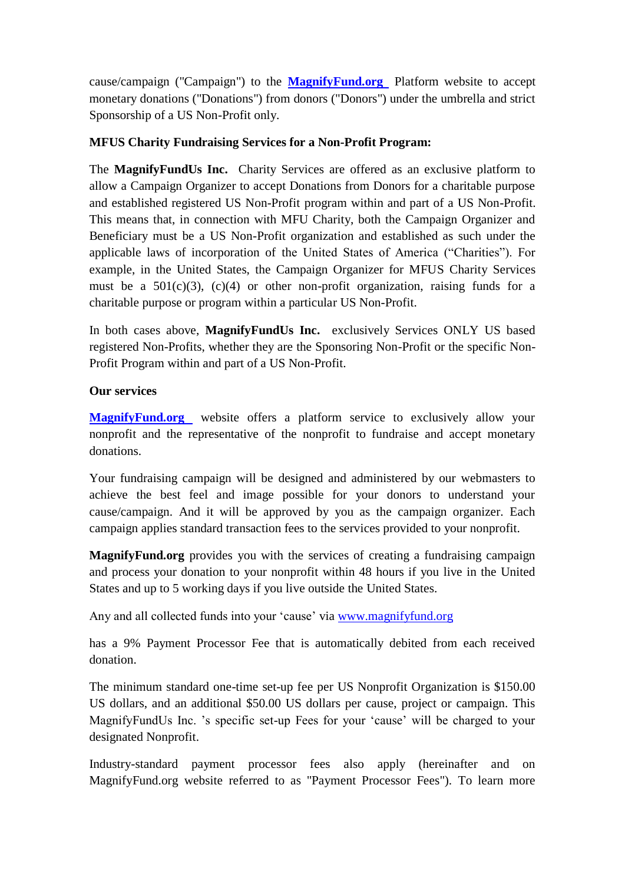cause/campaign ("Campaign") to the **[MagnifyFund.org](http://MagnifyFund.org)** Platform website to accept monetary donations ("Donations") from donors ("Donors") under the umbrella and strict Sponsorship of a US Non-Profit only.

**MFUS Charity Fundraising Services for a Non-Profit Program:**

The **MagnifyFundUs Inc.** Charity Services are offered as an exclusive platform to allow a Campaign Organizer to accept Donations from Donors for a charitable purpose and established registered US Non-Profit program within and part of a US Non-Profit. This means that, in connection with MFU Charity, both the Campaign Organizer and Beneficiary must be a US Non-Profit organization and established as such under the applicable laws of incorporation of the United States of America ("Charities"). For example, in the United States, the Campaign Organizer for MFUS Charity Services must be a 501(c)(3), (c)(4) or other non-profit organization, raising funds for a charitable purpose or program within a particular US Non-Profit.

In both cases above, **MagnifyFundUs Inc.** exclusively Services ONLY US based registered Non-Profits, whether they are the Sponsoring Non-Profit or the specific Non-Profit Program within and part of a US Non-Profit.

**Our services**

**[MagnifyFund.org](http://MagnifyFund.org)** website offers a platform service to exclusively allow your nonprofit and the representative of the nonprofit to fundraise and accept monetary donations.

Your fundraising campaign will be designed and administered by our webmasters to achieve the best feel and image possible for your donors to understand your cause/campaign. And it will be approved by you as the campaign organizer. Each campaign applies standard transaction fees to the services provided to your nonprofit.

**MagnifyFund.org** provides you with the services of creating a fundraising campaign and process your donation to your nonprofit within 48 hours if you live in the United States and up to 5 working days if you live outside the United States.

Any and all collected funds into your 'cause' via [www.magnifyfund.org](http://www.magnifyfund.org)

has a 9% Payment Processor Fee that is automatically debited from each received donation.

The minimum standard one-time set-up fee per US Nonprofit Organization is $150.00 US dollars, and an additional $50.00 US dollars per cause, project or campaign. This MagnifyFundUs Inc. 's specific set-up Fees for your 'cause' will be charged to your designated Nonprofit.

Industry-standard payment processor fees also apply (hereinafter and on MagnifyFund.org website referred to as "Payment Processor Fees"). To learn more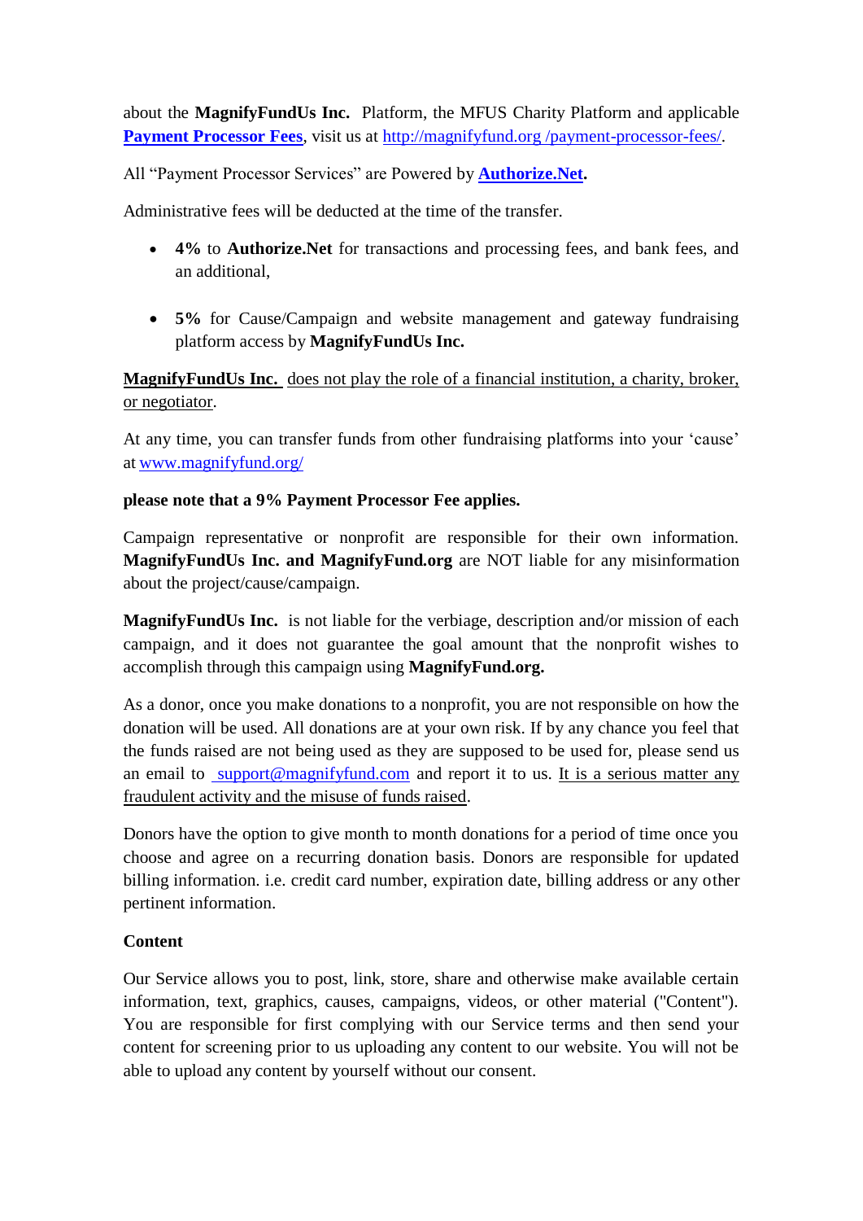about the **MagnifyFundUs Inc.** Platform, the MFUS Charity Platform and applicable **Payment Processor Fees**, visit us at http://magnifyfund.org /payment-processor-fees/.

All "Payment Processor Services" are Powered by **Authorize.Net.**

Administrative fees will be deducted at the time of the transfer.

- **4%** to **Authorize.Net** for transactions and processing fees, and bank fees, and an additional,
- **5%** for Cause/Campaign and website management and gateway fundraising platform access by **MagnifyFundUs Inc.**

**MagnifyFundUs Inc.** does not play the role of a financial institution, a charity, broker, or negotiator.

At any time, you can transfer funds from other fundraising platforms into your 'cause' at www.magnifyfund.org/

**please note that a 9% Payment Processor Fee applies.**

Campaign representative or nonprofit are responsible for their own information. **MagnifyFundUs Inc. and MagnifyFund.org** are NOT liable for any misinformation about the project/cause/campaign.

**MagnifyFundUs Inc.** is not liable for the verbiage, description and/or mission of each campaign, and it does not guarantee the goal amount that the nonprofit wishes to accomplish through this campaign using **MagnifyFund.org.**

As a donor, once you make donations to a nonprofit, you are not responsible on how the donation will be used. All donations are at your own risk. If by any chance you feel that the funds raised are not being used as they are supposed to be used for, please send us an email to support@magnifyfund.com and report it to us. It is a serious matter any fraudulent activity and the misuse of funds raised.

Donors have the option to give month to month donations for a period of time once you choose and agree on a recurring donation basis. Donors are responsible for updated billing information. i.e. credit card number, expiration date, billing address or any other pertinent information.

**Content**

Our Service allows you to post, link, store, share and otherwise make available certain information, text, graphics, causes, campaigns, videos, or other material ("Content"). You are responsible for first complying with our Service terms and then send your content for screening prior to us uploading any content to our website. You will not be able to upload any content by yourself without our consent.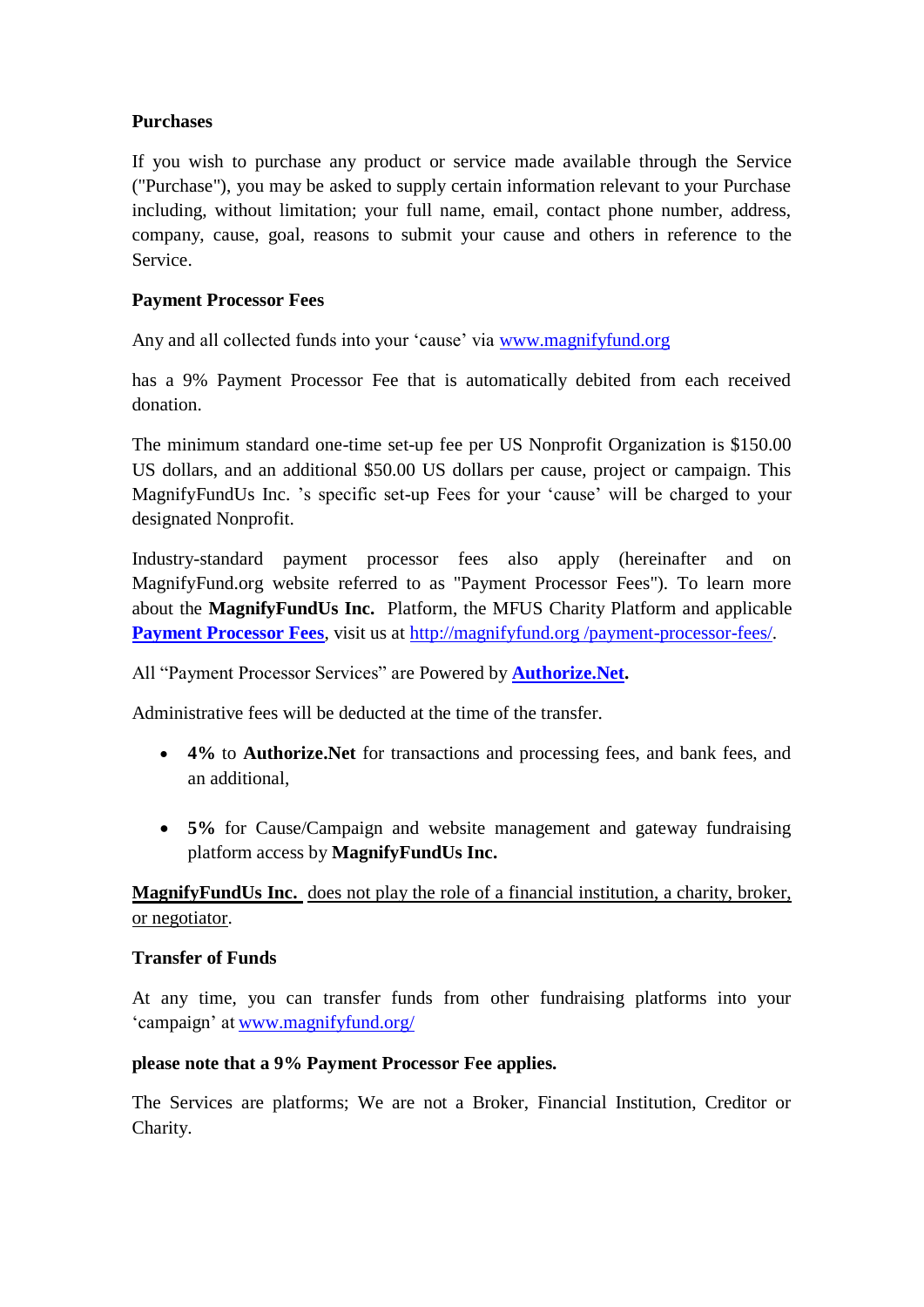**Purchases**

If you wish to purchase any product or service made available through the Service ("Purchase"), you may be asked to supply certain information relevant to your Purchase including, without limitation; your full name, email, contact phone number, address, company, cause, goal, reasons to submit your cause and others in reference to the Service.

**Payment Processor Fees**

Any and all collected funds into your 'cause' via www.magnifyfund.org

has a 9% Payment Processor Fee that is automatically debited from each received donation.

The minimum standard one-time set-up fee per US Nonprofit Organization is $150.00 US dollars, and an additional $50.00 US dollars per cause, project or campaign. This MagnifyFundUs Inc. 's specific set-up Fees for your 'cause' will be charged to your designated Nonprofit.

Industry-standard payment processor fees also apply (hereinafter and on MagnifyFund.org website referred to as "Payment Processor Fees"). To learn more about the **MagnifyFundUs Inc.** Platform, the MFUS Charity Platform and applicable **Payment Processor Fees**, visit us at http://magnifyfund.org /payment-processor-fees/.

All "Payment Processor Services" are Powered by **Authorize.Net.**

Administrative fees will be deducted at the time of the transfer.

- **4%** to **Authorize.Net** for transactions and processing fees, and bank fees, and an additional,

- **5%** for Cause/Campaign and website management and gateway fundraising platform access by **MagnifyFundUs Inc.**

**MagnifyFundUs Inc.** does not play the role of a financial institution, a charity, broker, or negotiator.

**Transfer of Funds**

At any time, you can transfer funds from other fundraising platforms into your 'campaign' at www.magnifyfund.org/

**please note that a 9% Payment Processor Fee applies.**

The Services are platforms; We are not a Broker, Financial Institution, Creditor or Charity.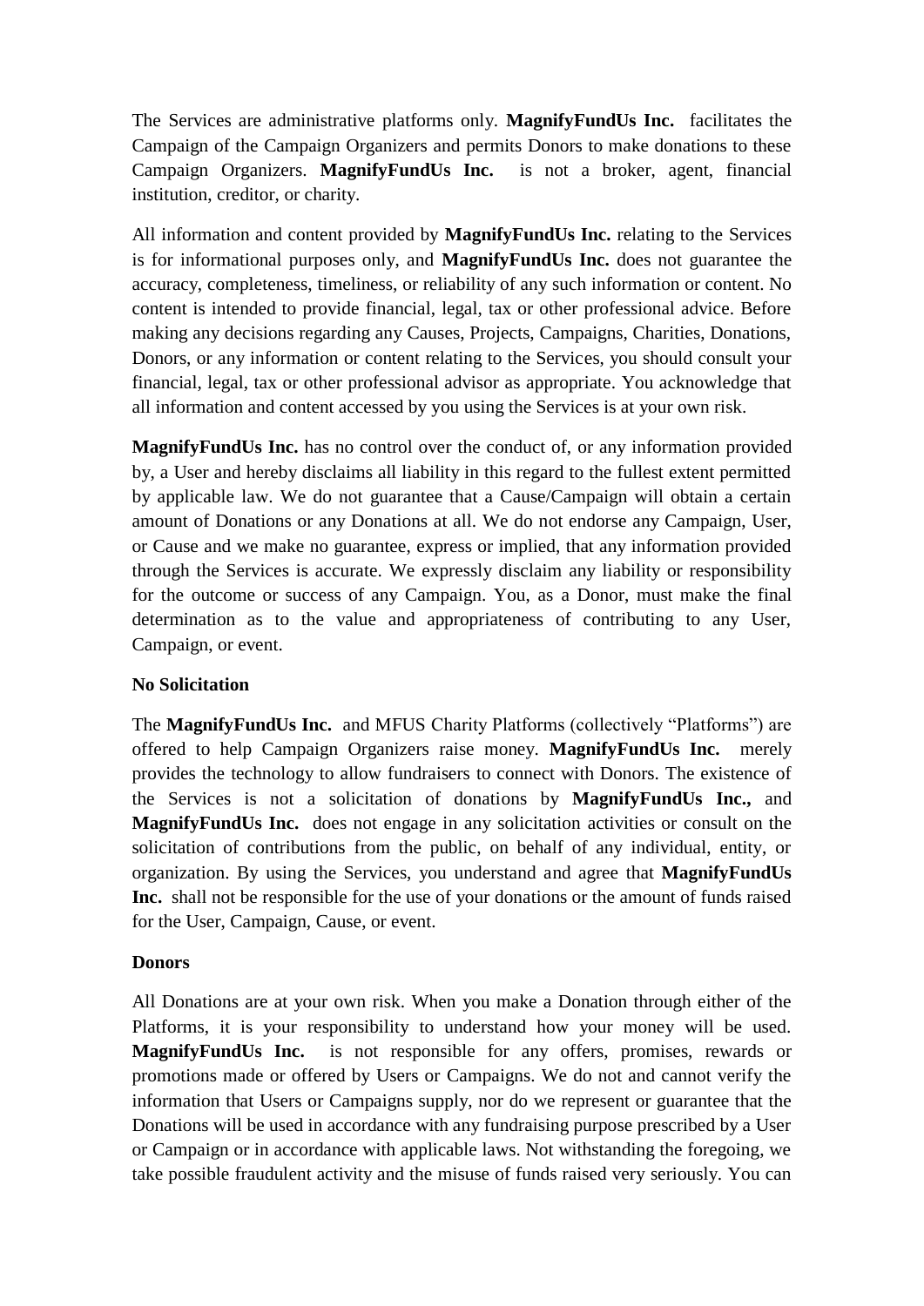The Services are administrative platforms only. **MagnifyFundUs Inc.** facilitates the Campaign of the Campaign Organizers and permits Donors to make donations to these Campaign Organizers. **MagnifyFundUs Inc.** is not a broker, agent, financial institution, creditor, or charity.

All information and content provided by **MagnifyFundUs Inc.** relating to the Services is for informational purposes only, and **MagnifyFundUs Inc.** does not guarantee the accuracy, completeness, timeliness, or reliability of any such information or content. No content is intended to provide financial, legal, tax or other professional advice. Before making any decisions regarding any Causes, Projects, Campaigns, Charities, Donations, Donors, or any information or content relating to the Services, you should consult your financial, legal, tax or other professional advisor as appropriate. You acknowledge that all information and content accessed by you using the Services is at your own risk.

**MagnifyFundUs Inc.** has no control over the conduct of, or any information provided by, a User and hereby disclaims all liability in this regard to the fullest extent permitted by applicable law. We do not guarantee that a Cause/Campaign will obtain a certain amount of Donations or any Donations at all. We do not endorse any Campaign, User, or Cause and we make no guarantee, express or implied, that any information provided through the Services is accurate. We expressly disclaim any liability or responsibility for the outcome or success of any Campaign. You, as a Donor, must make the final determination as to the value and appropriateness of contributing to any User, Campaign, or event.

**No Solicitation**

The **MagnifyFundUs Inc.** and MFUS Charity Platforms (collectively "Platforms") are offered to help Campaign Organizers raise money. **MagnifyFundUs Inc.** merely provides the technology to allow fundraisers to connect with Donors. The existence of the Services is not a solicitation of donations by **MagnifyFundUs Inc.,** and **MagnifyFundUs Inc.** does not engage in any solicitation activities or consult on the solicitation of contributions from the public, on behalf of any individual, entity, or organization. By using the Services, you understand and agree that **MagnifyFundUs Inc.** shall not be responsible for the use of your donations or the amount of funds raised for the User, Campaign, Cause, or event.

**Donors**

All Donations are at your own risk. When you make a Donation through either of the Platforms, it is your responsibility to understand how your money will be used. **MagnifyFundUs Inc.** is not responsible for any offers, promises, rewards or promotions made or offered by Users or Campaigns. We do not and cannot verify the information that Users or Campaigns supply, nor do we represent or guarantee that the Donations will be used in accordance with any fundraising purpose prescribed by a User or Campaign or in accordance with applicable laws. Not withstanding the foregoing, we take possible fraudulent activity and the misuse of funds raised very seriously. You can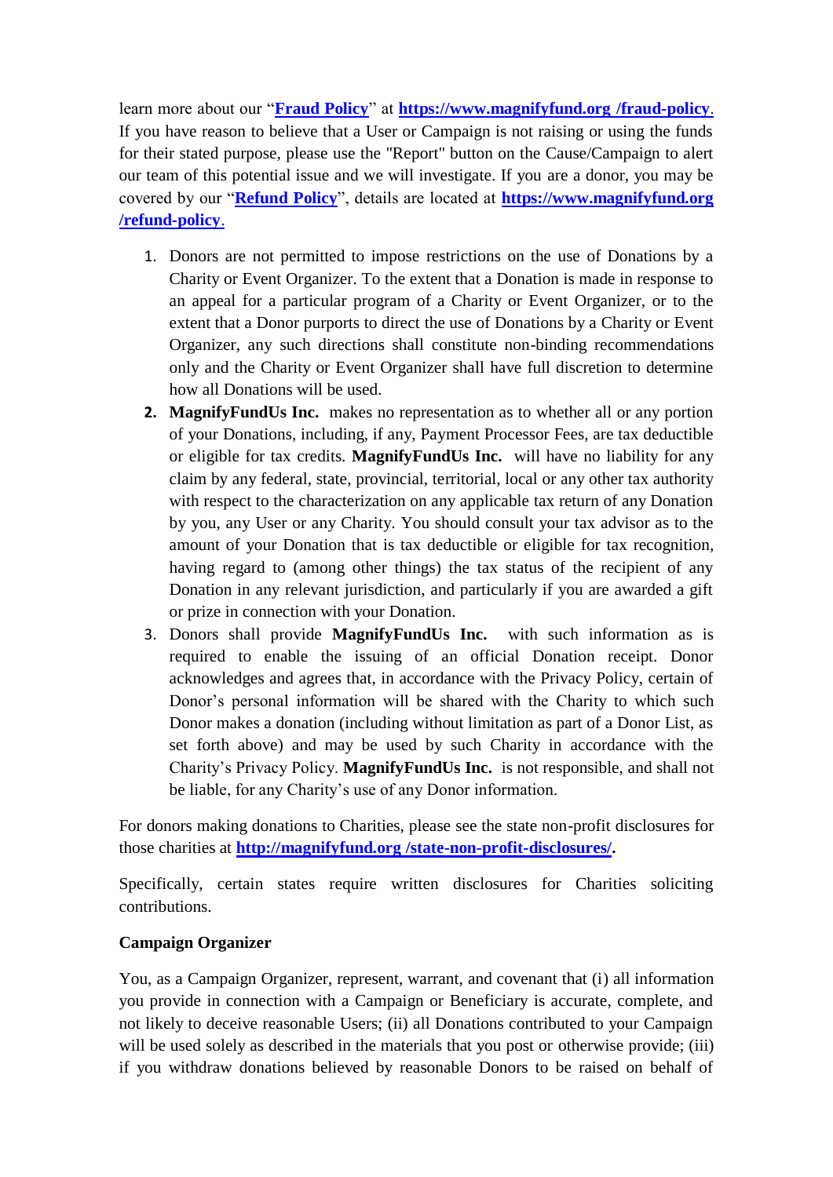learn more about our "**[Fraud Policy](https://www.magnifyfund.org/fraud-policy)**" at **https://www.magnifyfund.org /fraud-policy**. If you have reason to believe that a User or Campaign is not raising or using the funds for their stated purpose, please use the "Report" button on the Cause/Campaign to alert our team of this potential issue and we will investigate. If you are a donor, you may be covered by our "**[Refund Policy](https://www.magnifyfund.org/refund-policy)**", details are located at **https://www.magnifyfund.org /refund-policy**.

1. Donors are not permitted to impose restrictions on the use of Donations by a Charity or Event Organizer. To the extent that a Donation is made in response to an appeal for a particular program of a Charity or Event Organizer, or to the extent that a Donor purports to direct the use of Donations by a Charity or Event Organizer, any such directions shall constitute non-binding recommendations only and the Charity or Event Organizer shall have full discretion to determine how all Donations will be used.
2. **MagnifyFundUs Inc.** makes no representation as to whether all or any portion of your Donations, including, if any, Payment Processor Fees, are tax deductible or eligible for tax credits. **MagnifyFundUs Inc.** will have no liability for any claim by any federal, state, provincial, territorial, local or any other tax authority with respect to the characterization on any applicable tax return of any Donation by you, any User or any Charity. You should consult your tax advisor as to the amount of your Donation that is tax deductible or eligible for tax recognition, having regard to (among other things) the tax status of the recipient of any Donation in any relevant jurisdiction, and particularly if you are awarded a gift or prize in connection with your Donation.
3. Donors shall provide **MagnifyFundUs Inc.** with such information as is required to enable the issuing of an official Donation receipt. Donor acknowledges and agrees that, in accordance with the Privacy Policy, certain of Donor's personal information will be shared with the Charity to which such Donor makes a donation (including without limitation as part of a Donor List, as set forth above) and may be used by such Charity in accordance with the Charity's Privacy Policy. **MagnifyFundUs Inc.** is not responsible, and shall not be liable, for any Charity's use of any Donor information.

For donors making donations to Charities, please see the state non-profit disclosures for those charities at **http://magnifyfund.org /state-non-profit-disclosures/.**

Specifically, certain states require written disclosures for Charities soliciting contributions.

**Campaign Organizer**

You, as a Campaign Organizer, represent, warrant, and covenant that (i) all information you provide in connection with a Campaign or Beneficiary is accurate, complete, and not likely to deceive reasonable Users; (ii) all Donations contributed to your Campaign will be used solely as described in the materials that you post or otherwise provide; (iii) if you withdraw donations believed by reasonable Donors to be raised on behalf of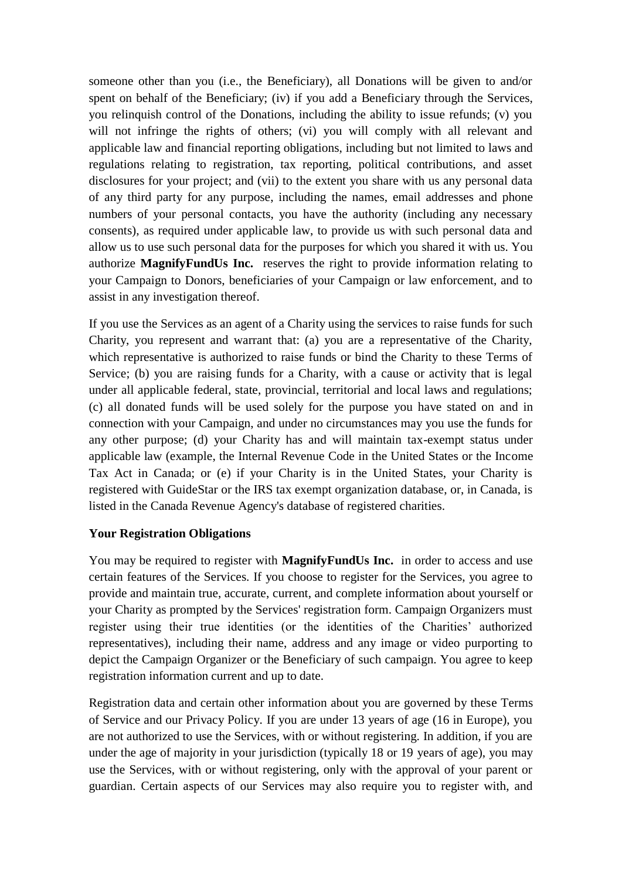someone other than you (i.e., the Beneficiary), all Donations will be given to and/or spent on behalf of the Beneficiary; (iv) if you add a Beneficiary through the Services, you relinquish control of the Donations, including the ability to issue refunds; (v) you will not infringe the rights of others; (vi) you will comply with all relevant and applicable law and financial reporting obligations, including but not limited to laws and regulations relating to registration, tax reporting, political contributions, and asset disclosures for your project; and (vii) to the extent you share with us any personal data of any third party for any purpose, including the names, email addresses and phone numbers of your personal contacts, you have the authority (including any necessary consents), as required under applicable law, to provide us with such personal data and allow us to use such personal data for the purposes for which you shared it with us. You authorize **MagnifyFundUs Inc.** reserves the right to provide information relating to your Campaign to Donors, beneficiaries of your Campaign or law enforcement, and to assist in any investigation thereof.

If you use the Services as an agent of a Charity using the services to raise funds for such Charity, you represent and warrant that: (a) you are a representative of the Charity, which representative is authorized to raise funds or bind the Charity to these Terms of Service; (b) you are raising funds for a Charity, with a cause or activity that is legal under all applicable federal, state, provincial, territorial and local laws and regulations; (c) all donated funds will be used solely for the purpose you have stated on and in connection with your Campaign, and under no circumstances may you use the funds for any other purpose; (d) your Charity has and will maintain tax-exempt status under applicable law (example, the Internal Revenue Code in the United States or the Income Tax Act in Canada; or (e) if your Charity is in the United States, your Charity is registered with GuideStar or the IRS tax exempt organization database, or, in Canada, is listed in the Canada Revenue Agency's database of registered charities.

**Your Registration Obligations**

You may be required to register with **MagnifyFundUs Inc.** in order to access and use certain features of the Services. If you choose to register for the Services, you agree to provide and maintain true, accurate, current, and complete information about yourself or your Charity as prompted by the Services' registration form. Campaign Organizers must register using their true identities (or the identities of the Charities' authorized representatives), including their name, address and any image or video purporting to depict the Campaign Organizer or the Beneficiary of such campaign. You agree to keep registration information current and up to date.

Registration data and certain other information about you are governed by these Terms of Service and our Privacy Policy. If you are under 13 years of age (16 in Europe), you are not authorized to use the Services, with or without registering. In addition, if you are under the age of majority in your jurisdiction (typically 18 or 19 years of age), you may use the Services, with or without registering, only with the approval of your parent or guardian. Certain aspects of our Services may also require you to register with, and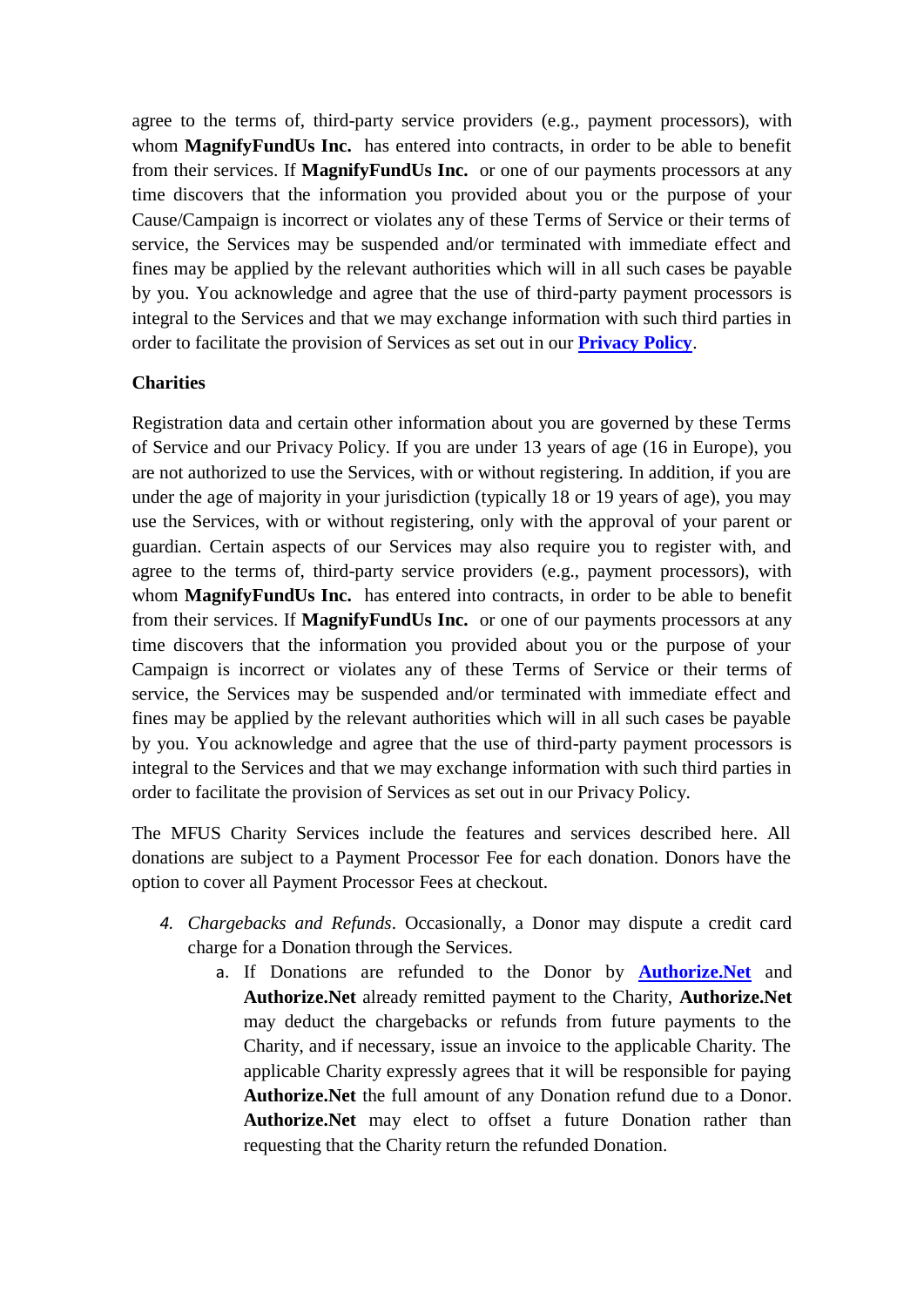agree to the terms of, third-party service providers (e.g., payment processors), with whom **MagnifyFundUs Inc.** has entered into contracts, in order to be able to benefit from their services. If **MagnifyFundUs Inc.** or one of our payments processors at any time discovers that the information you provided about you or the purpose of your Cause/Campaign is incorrect or violates any of these Terms of Service or their terms of service, the Services may be suspended and/or terminated with immediate effect and fines may be applied by the relevant authorities which will in all such cases be payable by you. You acknowledge and agree that the use of third-party payment processors is integral to the Services and that we may exchange information with such third parties in order to facilitate the provision of Services as set out in our **Privacy Policy**.

**Charities**

Registration data and certain other information about you are governed by these Terms of Service and our Privacy Policy. If you are under 13 years of age (16 in Europe), you are not authorized to use the Services, with or without registering. In addition, if you are under the age of majority in your jurisdiction (typically 18 or 19 years of age), you may use the Services, with or without registering, only with the approval of your parent or guardian. Certain aspects of our Services may also require you to register with, and agree to the terms of, third-party service providers (e.g., payment processors), with whom **MagnifyFundUs Inc.** has entered into contracts, in order to be able to benefit from their services. If **MagnifyFundUs Inc.** or one of our payments processors at any time discovers that the information you provided about you or the purpose of your Campaign is incorrect or violates any of these Terms of Service or their terms of service, the Services may be suspended and/or terminated with immediate effect and fines may be applied by the relevant authorities which will in all such cases be payable by you. You acknowledge and agree that the use of third-party payment processors is integral to the Services and that we may exchange information with such third parties in order to facilitate the provision of Services as set out in our Privacy Policy.

The MFUS Charity Services include the features and services described here. All donations are subject to a Payment Processor Fee for each donation. Donors have the option to cover all Payment Processor Fees at checkout.

4. *Chargebacks and Refunds*. Occasionally, a Donor may dispute a credit card charge for a Donation through the Services.
   a. If Donations are refunded to the Donor by **Authorize.Net** and **Authorize.Net** already remitted payment to the Charity, **Authorize.Net** may deduct the chargebacks or refunds from future payments to the Charity, and if necessary, issue an invoice to the applicable Charity. The applicable Charity expressly agrees that it will be responsible for paying **Authorize.Net** the full amount of any Donation refund due to a Donor. **Authorize.Net** may elect to offset a future Donation rather than requesting that the Charity return the refunded Donation.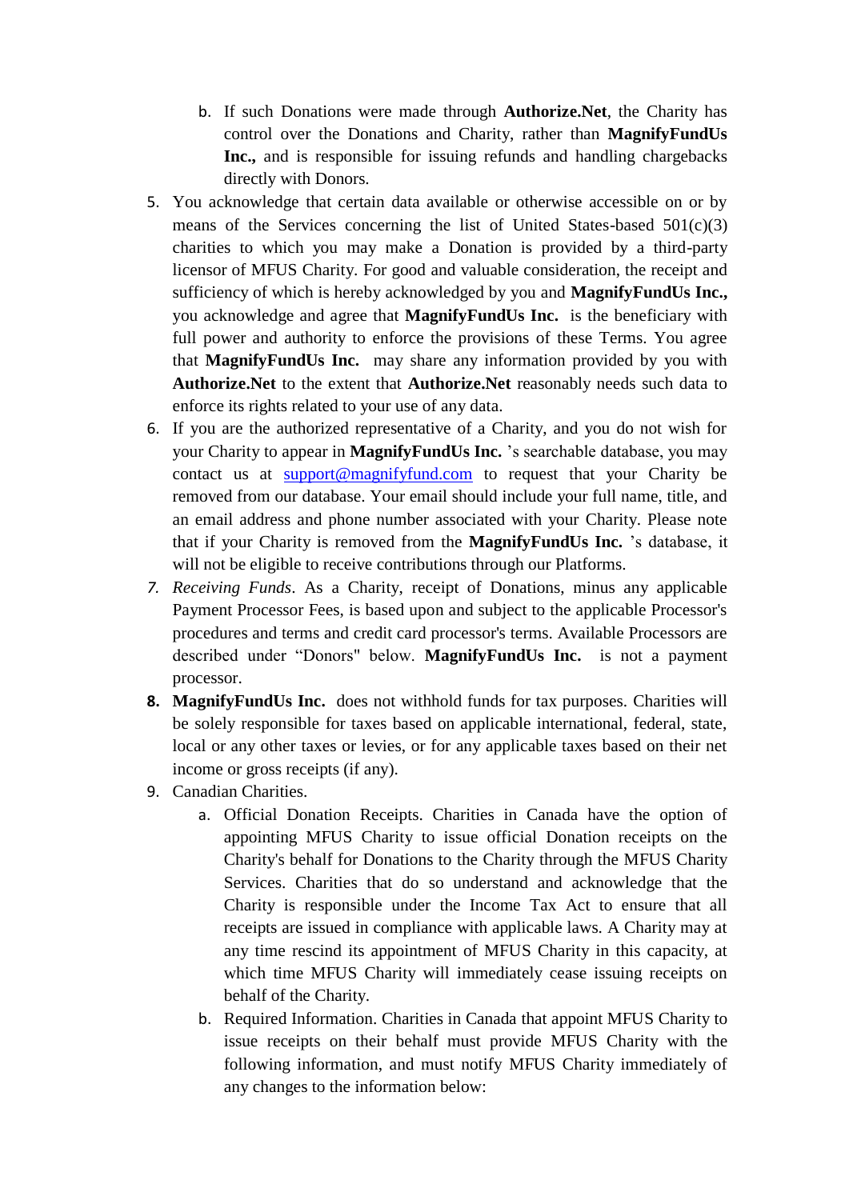b. If such Donations were made through **Authorize.Net**, the Charity has control over the Donations and Charity, rather than **MagnifyFundUs Inc.,** and is responsible for issuing refunds and handling chargebacks directly with Donors.

5. You acknowledge that certain data available or otherwise accessible on or by means of the Services concerning the list of United States-based 501(c)(3) charities to which you may make a Donation is provided by a third-party licensor of MFUS Charity. For good and valuable consideration, the receipt and sufficiency of which is hereby acknowledged by you and **MagnifyFundUs Inc.,** you acknowledge and agree that **MagnifyFundUs Inc.** is the beneficiary with full power and authority to enforce the provisions of these Terms. You agree that **MagnifyFundUs Inc.** may share any information provided by you with **Authorize.Net** to the extent that **Authorize.Net** reasonably needs such data to enforce its rights related to your use of any data.
6. If you are the authorized representative of a Charity, and you do not wish for your Charity to appear in **MagnifyFundUs Inc.** 's searchable database, you may contact us at [support@magnifyfund.com](mailto:support@magnifyfund.com) to request that your Charity be removed from our database. Your email should include your full name, title, and an email address and phone number associated with your Charity. Please note that if your Charity is removed from the **MagnifyFundUs Inc.** 's database, it will not be eligible to receive contributions through our Platforms.
7. *Receiving Funds*. As a Charity, receipt of Donations, minus any applicable Payment Processor Fees, is based upon and subject to the applicable Processor's procedures and terms and credit card processor's terms. Available Processors are described under "Donors" below. **MagnifyFundUs Inc.** is not a payment processor.
8. **MagnifyFundUs Inc.** does not withhold funds for tax purposes. Charities will be solely responsible for taxes based on applicable international, federal, state, local or any other taxes or levies, or for any applicable taxes based on their net income or gross receipts (if any).
9. Canadian Charities.
   a. Official Donation Receipts. Charities in Canada have the option of appointing MFUS Charity to issue official Donation receipts on the Charity's behalf for Donations to the Charity through the MFUS Charity Services. Charities that do so understand and acknowledge that the Charity is responsible under the Income Tax Act to ensure that all receipts are issued in compliance with applicable laws. A Charity may at any time rescind its appointment of MFUS Charity in this capacity, at which time MFUS Charity will immediately cease issuing receipts on behalf of the Charity.
   b. Required Information. Charities in Canada that appoint MFUS Charity to issue receipts on their behalf must provide MFUS Charity with the following information, and must notify MFUS Charity immediately of any changes to the information below: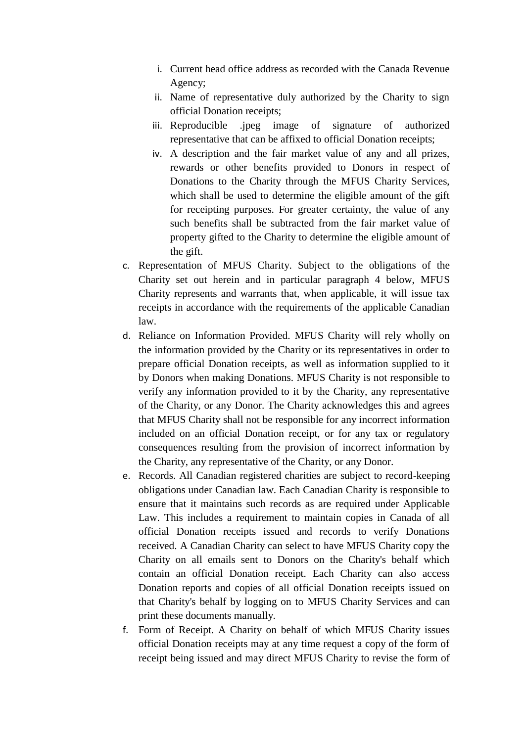i. Current head office address as recorded with the Canada Revenue Agency;
   ii. Name of representative duly authorized by the Charity to sign official Donation receipts;
   iii. Reproducible .jpeg image of signature of authorized representative that can be affixed to official Donation receipts;
   iv. A description and the fair market value of any and all prizes, rewards or other benefits provided to Donors in respect of Donations to the Charity through the MFUS Charity Services, which shall be used to determine the eligible amount of the gift for receipting purposes. For greater certainty, the value of any such benefits shall be subtracted from the fair market value of property gifted to the Charity to determine the eligible amount of the gift.

c. Representation of MFUS Charity. Subject to the obligations of the Charity set out herein and in particular paragraph 4 below, MFUS Charity represents and warrants that, when applicable, it will issue tax receipts in accordance with the requirements of the applicable Canadian law.

d. Reliance on Information Provided. MFUS Charity will rely wholly on the information provided by the Charity or its representatives in order to prepare official Donation receipts, as well as information supplied to it by Donors when making Donations. MFUS Charity is not responsible to verify any information provided to it by the Charity, any representative of the Charity, or any Donor. The Charity acknowledges this and agrees that MFUS Charity shall not be responsible for any incorrect information included on an official Donation receipt, or for any tax or regulatory consequences resulting from the provision of incorrect information by the Charity, any representative of the Charity, or any Donor.

e. Records. All Canadian registered charities are subject to record-keeping obligations under Canadian law. Each Canadian Charity is responsible to ensure that it maintains such records as are required under Applicable Law. This includes a requirement to maintain copies in Canada of all official Donation receipts issued and records to verify Donations received. A Canadian Charity can select to have MFUS Charity copy the Charity on all emails sent to Donors on the Charity's behalf which contain an official Donation receipt. Each Charity can also access Donation reports and copies of all official Donation receipts issued on that Charity's behalf by logging on to MFUS Charity Services and can print these documents manually.

f. Form of Receipt. A Charity on behalf of which MFUS Charity issues official Donation receipts may at any time request a copy of the form of receipt being issued and may direct MFUS Charity to revise the form of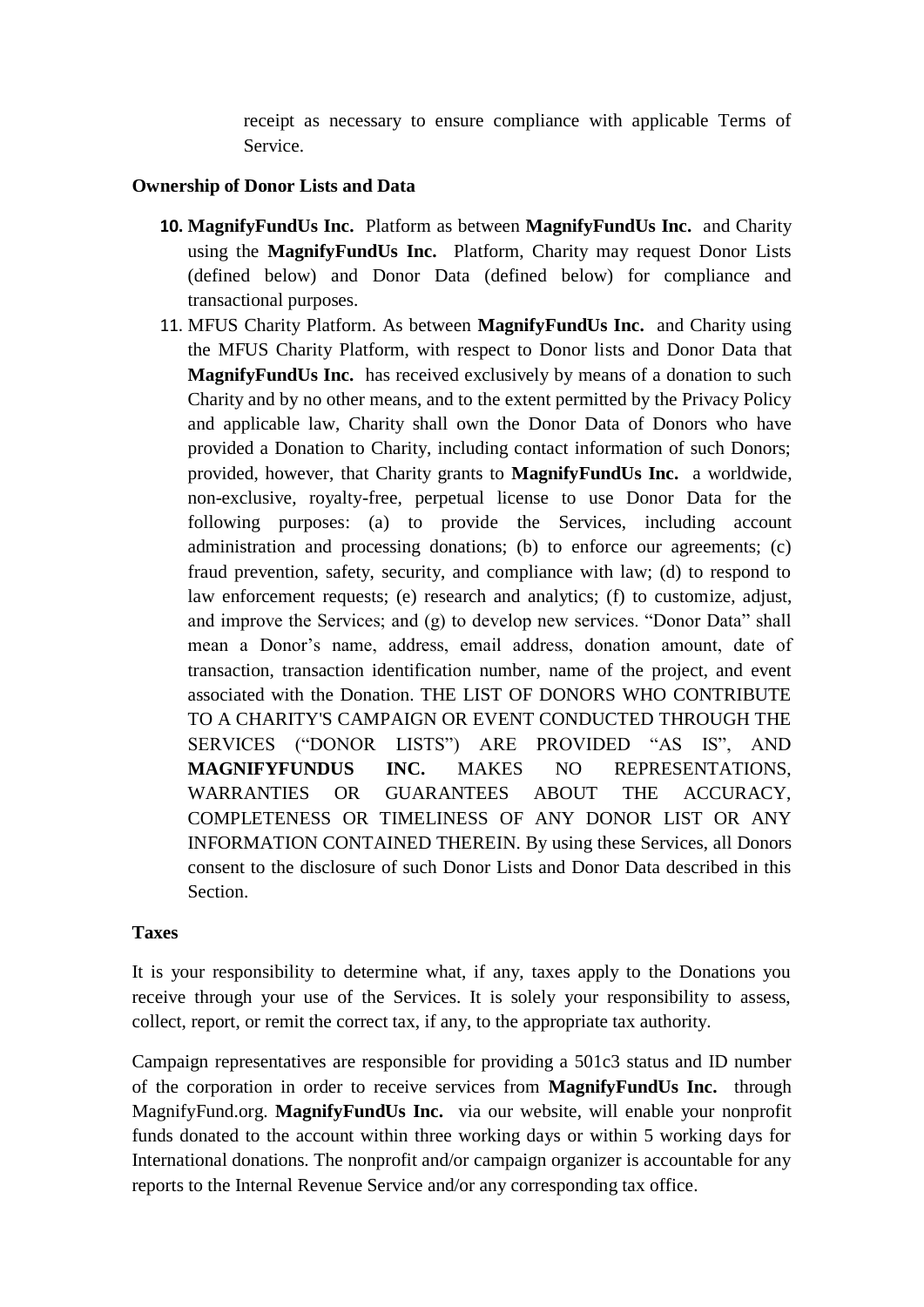receipt as necessary to ensure compliance with applicable Terms of Service.

**Ownership of Donor Lists and Data**

10. **MagnifyFundUs Inc.** Platform as between **MagnifyFundUs Inc.** and Charity using the **MagnifyFundUs Inc.** Platform, Charity may request Donor Lists (defined below) and Donor Data (defined below) for compliance and transactional purposes.
11. MFUS Charity Platform. As between **MagnifyFundUs Inc.** and Charity using the MFUS Charity Platform, with respect to Donor lists and Donor Data that **MagnifyFundUs Inc.** has received exclusively by means of a donation to such Charity and by no other means, and to the extent permitted by the Privacy Policy and applicable law, Charity shall own the Donor Data of Donors who have provided a Donation to Charity, including contact information of such Donors; provided, however, that Charity grants to **MagnifyFundUs Inc.** a worldwide, non-exclusive, royalty-free, perpetual license to use Donor Data for the following purposes: (a) to provide the Services, including account administration and processing donations; (b) to enforce our agreements; (c) fraud prevention, safety, security, and compliance with law; (d) to respond to law enforcement requests; (e) research and analytics; (f) to customize, adjust, and improve the Services; and (g) to develop new services. "Donor Data" shall mean a Donor's name, address, email address, donation amount, date of transaction, transaction identification number, name of the project, and event associated with the Donation. THE LIST OF DONORS WHO CONTRIBUTE TO A CHARITY'S CAMPAIGN OR EVENT CONDUCTED THROUGH THE SERVICES ("DONOR LISTS") ARE PROVIDED "AS IS", AND **MAGNIFYFUNDUS INC.** MAKES NO REPRESENTATIONS, WARRANTIES OR GUARANTEES ABOUT THE ACCURACY, COMPLETENESS OR TIMELINESS OF ANY DONOR LIST OR ANY INFORMATION CONTAINED THEREIN. By using these Services, all Donors consent to the disclosure of such Donor Lists and Donor Data described in this Section.

**Taxes**

It is your responsibility to determine what, if any, taxes apply to the Donations you receive through your use of the Services. It is solely your responsibility to assess, collect, report, or remit the correct tax, if any, to the appropriate tax authority.

Campaign representatives are responsible for providing a 501c3 status and ID number of the corporation in order to receive services from **MagnifyFundUs Inc.** through MagnifyFund.org. **MagnifyFundUs Inc.** via our website, will enable your nonprofit funds donated to the account within three working days or within 5 working days for International donations. The nonprofit and/or campaign organizer is accountable for any reports to the Internal Revenue Service and/or any corresponding tax office.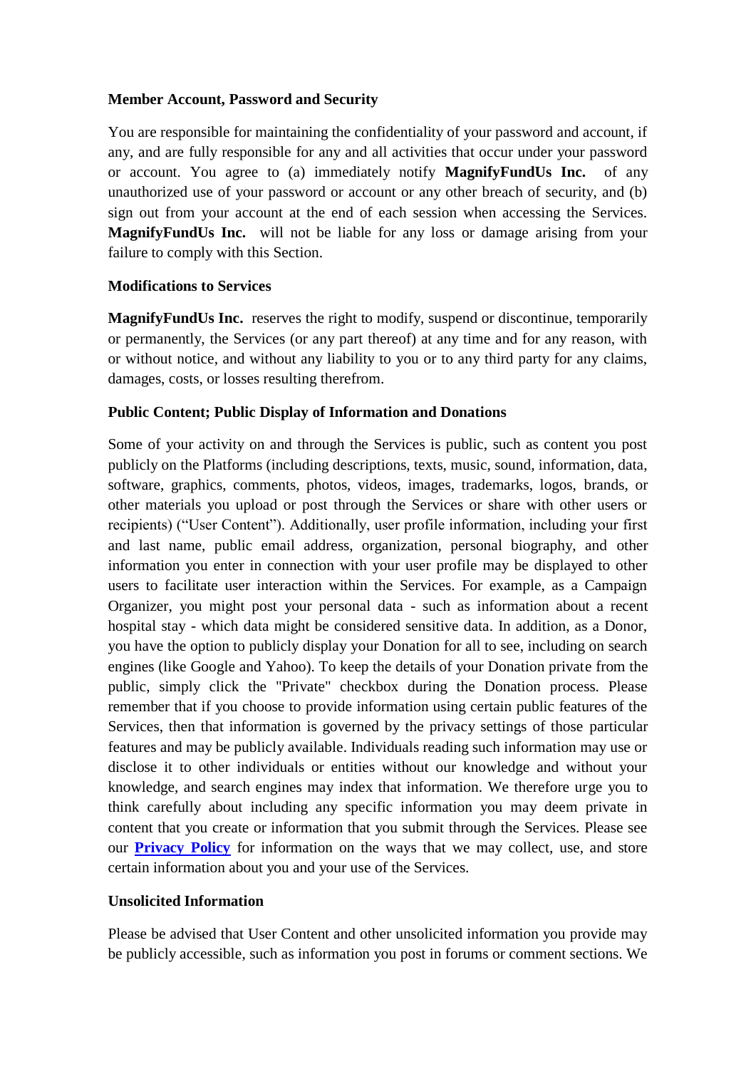**Member Account, Password and Security**

You are responsible for maintaining the confidentiality of your password and account, if any, and are fully responsible for any and all activities that occur under your password or account. You agree to (a) immediately notify **MagnifyFundUs Inc.** of any unauthorized use of your password or account or any other breach of security, and (b) sign out from your account at the end of each session when accessing the Services. **MagnifyFundUs Inc.** will not be liable for any loss or damage arising from your failure to comply with this Section.

**Modifications to Services**

**MagnifyFundUs Inc.** reserves the right to modify, suspend or discontinue, temporarily or permanently, the Services (or any part thereof) at any time and for any reason, with or without notice, and without any liability to you or to any third party for any claims, damages, costs, or losses resulting therefrom.

**Public Content; Public Display of Information and Donations**

Some of your activity on and through the Services is public, such as content you post publicly on the Platforms (including descriptions, texts, music, sound, information, data, software, graphics, comments, photos, videos, images, trademarks, logos, brands, or other materials you upload or post through the Services or share with other users or recipients) ("User Content"). Additionally, user profile information, including your first and last name, public email address, organization, personal biography, and other information you enter in connection with your user profile may be displayed to other users to facilitate user interaction within the Services. For example, as a Campaign Organizer, you might post your personal data - such as information about a recent hospital stay - which data might be considered sensitive data. In addition, as a Donor, you have the option to publicly display your Donation for all to see, including on search engines (like Google and Yahoo). To keep the details of your Donation private from the public, simply click the "Private" checkbox during the Donation process. Please remember that if you choose to provide information using certain public features of the Services, then that information is governed by the privacy settings of those particular features and may be publicly available. Individuals reading such information may use or disclose it to other individuals or entities without our knowledge and without your knowledge, and search engines may index that information. We therefore urge you to think carefully about including any specific information you may deem private in content that you create or information that you submit through the Services. Please see our **Privacy Policy** for information on the ways that we may collect, use, and store certain information about you and your use of the Services.

**Unsolicited Information**

Please be advised that User Content and other unsolicited information you provide may be publicly accessible, such as information you post in forums or comment sections. We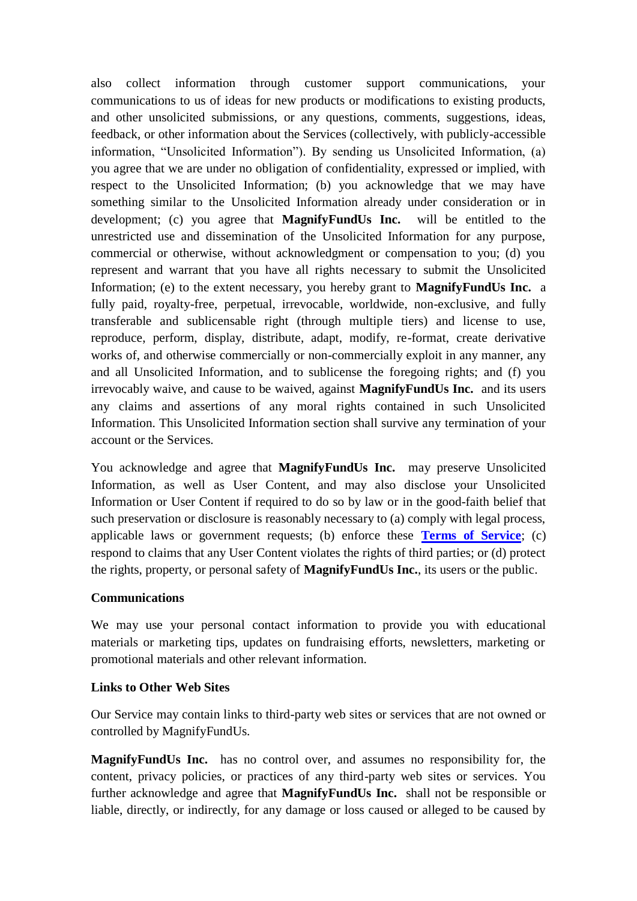also collect information through customer support communications, your communications to us of ideas for new products or modifications to existing products, and other unsolicited submissions, or any questions, comments, suggestions, ideas, feedback, or other information about the Services (collectively, with publicly-accessible information, "Unsolicited Information"). By sending us Unsolicited Information, (a) you agree that we are under no obligation of confidentiality, expressed or implied, with respect to the Unsolicited Information; (b) you acknowledge that we may have something similar to the Unsolicited Information already under consideration or in development; (c) you agree that **MagnifyFundUs Inc.** will be entitled to the unrestricted use and dissemination of the Unsolicited Information for any purpose, commercial or otherwise, without acknowledgment or compensation to you; (d) you represent and warrant that you have all rights necessary to submit the Unsolicited Information; (e) to the extent necessary, you hereby grant to **MagnifyFundUs Inc.** a fully paid, royalty-free, perpetual, irrevocable, worldwide, non-exclusive, and fully transferable and sublicensable right (through multiple tiers) and license to use, reproduce, perform, display, distribute, adapt, modify, re-format, create derivative works of, and otherwise commercially or non-commercially exploit in any manner, any and all Unsolicited Information, and to sublicense the foregoing rights; and (f) you irrevocably waive, and cause to be waived, against **MagnifyFundUs Inc.** and its users any claims and assertions of any moral rights contained in such Unsolicited Information. This Unsolicited Information section shall survive any termination of your account or the Services.

You acknowledge and agree that **MagnifyFundUs Inc.** may preserve Unsolicited Information, as well as User Content, and may also disclose your Unsolicited Information or User Content if required to do so by law or in the good-faith belief that such preservation or disclosure is reasonably necessary to (a) comply with legal process, applicable laws or government requests; (b) enforce these **Terms of Service**; (c) respond to claims that any User Content violates the rights of third parties; or (d) protect the rights, property, or personal safety of **MagnifyFundUs Inc.**, its users or the public.

**Communications**

We may use your personal contact information to provide you with educational materials or marketing tips, updates on fundraising efforts, newsletters, marketing or promotional materials and other relevant information.

**Links to Other Web Sites**

Our Service may contain links to third-party web sites or services that are not owned or controlled by MagnifyFundUs.

**MagnifyFundUs Inc.** has no control over, and assumes no responsibility for, the content, privacy policies, or practices of any third-party web sites or services. You further acknowledge and agree that **MagnifyFundUs Inc.** shall not be responsible or liable, directly, or indirectly, for any damage or loss caused or alleged to be caused by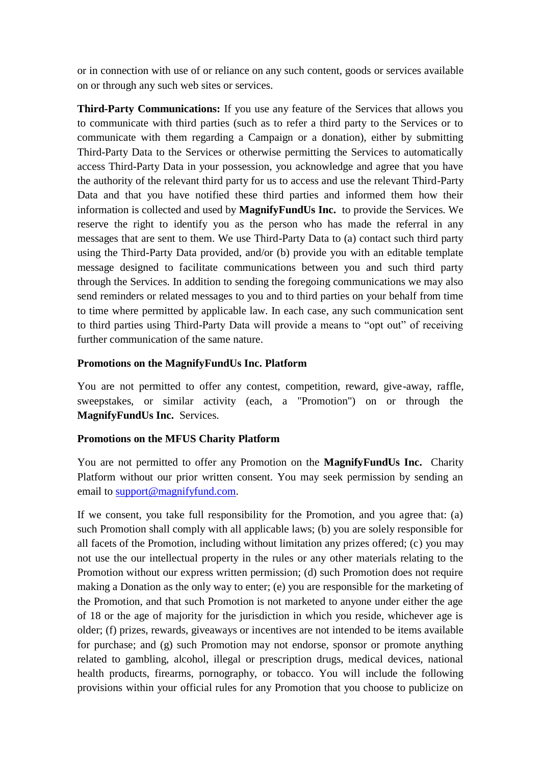or in connection with use of or reliance on any such content, goods or services available on or through any such web sites or services.

**Third-Party Communications:** If you use any feature of the Services that allows you to communicate with third parties (such as to refer a third party to the Services or to communicate with them regarding a Campaign or a donation), either by submitting Third-Party Data to the Services or otherwise permitting the Services to automatically access Third-Party Data in your possession, you acknowledge and agree that you have the authority of the relevant third party for us to access and use the relevant Third-Party Data and that you have notified these third parties and informed them how their information is collected and used by **MagnifyFundUs Inc.** to provide the Services. We reserve the right to identify you as the person who has made the referral in any messages that are sent to them. We use Third-Party Data to (a) contact such third party using the Third-Party Data provided, and/or (b) provide you with an editable template message designed to facilitate communications between you and such third party through the Services. In addition to sending the foregoing communications we may also send reminders or related messages to you and to third parties on your behalf from time to time where permitted by applicable law. In each case, any such communication sent to third parties using Third-Party Data will provide a means to "opt out" of receiving further communication of the same nature.

**Promotions on the MagnifyFundUs Inc. Platform**

You are not permitted to offer any contest, competition, reward, give-away, raffle, sweepstakes, or similar activity (each, a "Promotion") on or through the **MagnifyFundUs Inc.** Services.

**Promotions on the MFUS Charity Platform**

You are not permitted to offer any Promotion on the **MagnifyFundUs Inc.** Charity Platform without our prior written consent. You may seek permission by sending an email to support@magnifyfund.com.

If we consent, you take full responsibility for the Promotion, and you agree that: (a) such Promotion shall comply with all applicable laws; (b) you are solely responsible for all facets of the Promotion, including without limitation any prizes offered; (c) you may not use the our intellectual property in the rules or any other materials relating to the Promotion without our express written permission; (d) such Promotion does not require making a Donation as the only way to enter; (e) you are responsible for the marketing of the Promotion, and that such Promotion is not marketed to anyone under either the age of 18 or the age of majority for the jurisdiction in which you reside, whichever age is older; (f) prizes, rewards, giveaways or incentives are not intended to be items available for purchase; and (g) such Promotion may not endorse, sponsor or promote anything related to gambling, alcohol, illegal or prescription drugs, medical devices, national health products, firearms, pornography, or tobacco. You will include the following provisions within your official rules for any Promotion that you choose to publicize on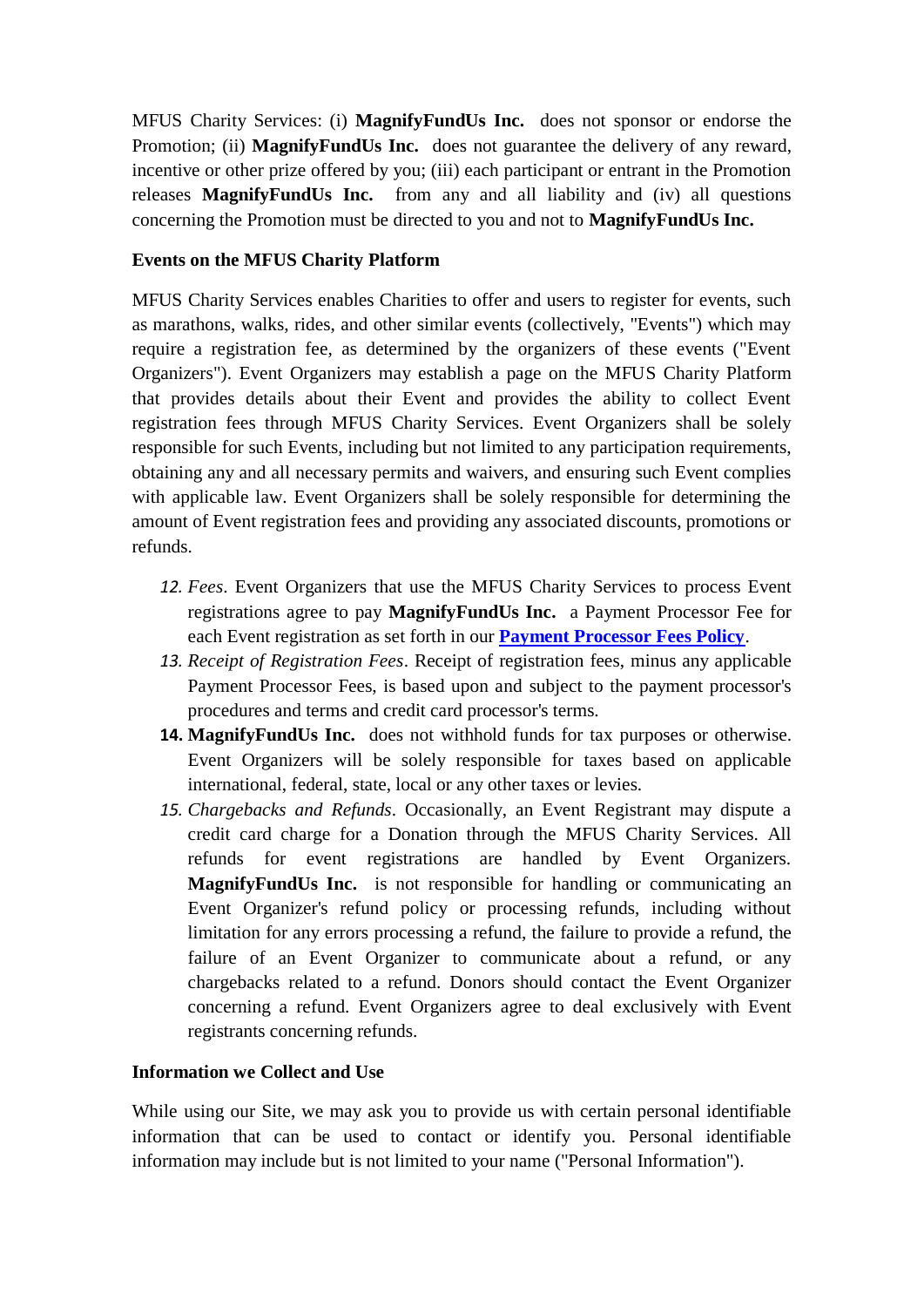MFUS Charity Services: (i) **MagnifyFundUs Inc.** does not sponsor or endorse the Promotion; (ii) **MagnifyFundUs Inc.** does not guarantee the delivery of any reward, incentive or other prize offered by you; (iii) each participant or entrant in the Promotion releases **MagnifyFundUs Inc.** from any and all liability and (iv) all questions concerning the Promotion must be directed to you and not to **MagnifyFundUs Inc.**

**Events on the MFUS Charity Platform**

MFUS Charity Services enables Charities to offer and users to register for events, such as marathons, walks, rides, and other similar events (collectively, "Events") which may require a registration fee, as determined by the organizers of these events ("Event Organizers"). Event Organizers may establish a page on the MFUS Charity Platform that provides details about their Event and provides the ability to collect Event registration fees through MFUS Charity Services. Event Organizers shall be solely responsible for such Events, including but not limited to any participation requirements, obtaining any and all necessary permits and waivers, and ensuring such Event complies with applicable law. Event Organizers shall be solely responsible for determining the amount of Event registration fees and providing any associated discounts, promotions or refunds.

12. *Fees*. Event Organizers that use the MFUS Charity Services to process Event registrations agree to pay **MagnifyFundUs Inc.** a Payment Processor Fee for each Event registration as set forth in our **Payment Processor Fees Policy**.
13. *Receipt of Registration Fees*. Receipt of registration fees, minus any applicable Payment Processor Fees, is based upon and subject to the payment processor's procedures and terms and credit card processor's terms.
14. **MagnifyFundUs Inc.** does not withhold funds for tax purposes or otherwise. Event Organizers will be solely responsible for taxes based on applicable international, federal, state, local or any other taxes or levies.
15. *Chargebacks and Refunds*. Occasionally, an Event Registrant may dispute a credit card charge for a Donation through the MFUS Charity Services. All refunds for event registrations are handled by Event Organizers. **MagnifyFundUs Inc.** is not responsible for handling or communicating an Event Organizer's refund policy or processing refunds, including without limitation for any errors processing a refund, the failure to provide a refund, the failure of an Event Organizer to communicate about a refund, or any chargebacks related to a refund. Donors should contact the Event Organizer concerning a refund. Event Organizers agree to deal exclusively with Event registrants concerning refunds.

**Information we Collect and Use**

While using our Site, we may ask you to provide us with certain personal identifiable information that can be used to contact or identify you. Personal identifiable information may include but is not limited to your name ("Personal Information").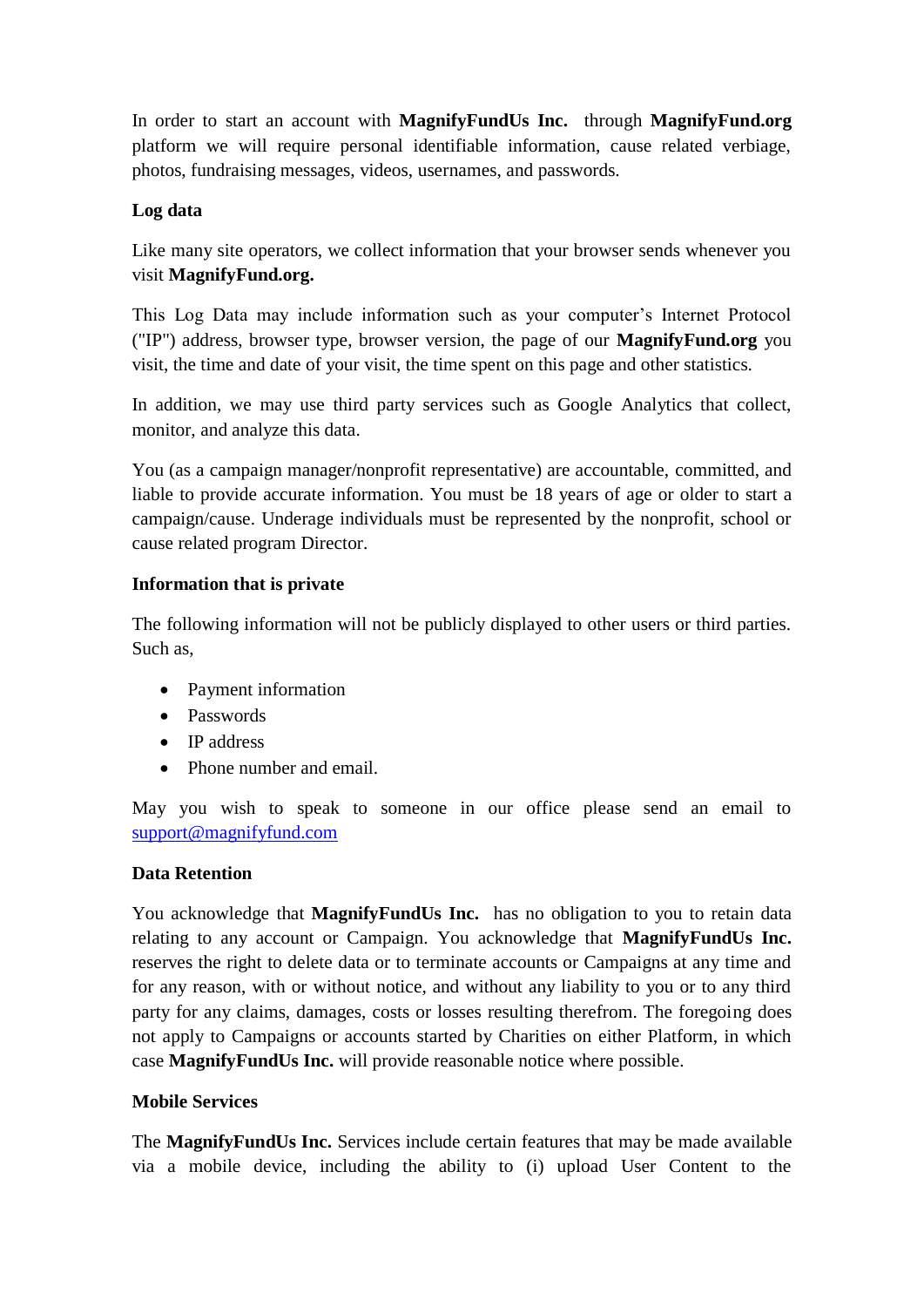In order to start an account with **MagnifyFundUs Inc.** through **MagnifyFund.org** platform we will require personal identifiable information, cause related verbiage, photos, fundraising messages, videos, usernames, and passwords.

**Log data**

Like many site operators, we collect information that your browser sends whenever you visit **MagnifyFund.org.**

This Log Data may include information such as your computer's Internet Protocol ("IP") address, browser type, browser version, the page of our **MagnifyFund.org** you visit, the time and date of your visit, the time spent on this page and other statistics.

In addition, we may use third party services such as Google Analytics that collect, monitor, and analyze this data.

You (as a campaign manager/nonprofit representative) are accountable, committed, and liable to provide accurate information. You must be 18 years of age or older to start a campaign/cause. Underage individuals must be represented by the nonprofit, school or cause related program Director.

**Information that is private**

The following information will not be publicly displayed to other users or third parties. Such as,

- Payment information
- Passwords
- IP address
- Phone number and email.

May you wish to speak to someone in our office please send an email to support@magnifyfund.com

**Data Retention**

You acknowledge that **MagnifyFundUs Inc.** has no obligation to you to retain data relating to any account or Campaign. You acknowledge that **MagnifyFundUs Inc.** reserves the right to delete data or to terminate accounts or Campaigns at any time and for any reason, with or without notice, and without any liability to you or to any third party for any claims, damages, costs or losses resulting therefrom. The foregoing does not apply to Campaigns or accounts started by Charities on either Platform, in which case **MagnifyFundUs Inc.** will provide reasonable notice where possible.

**Mobile Services**

The **MagnifyFundUs Inc.** Services include certain features that may be made available via a mobile device, including the ability to (i) upload User Content to the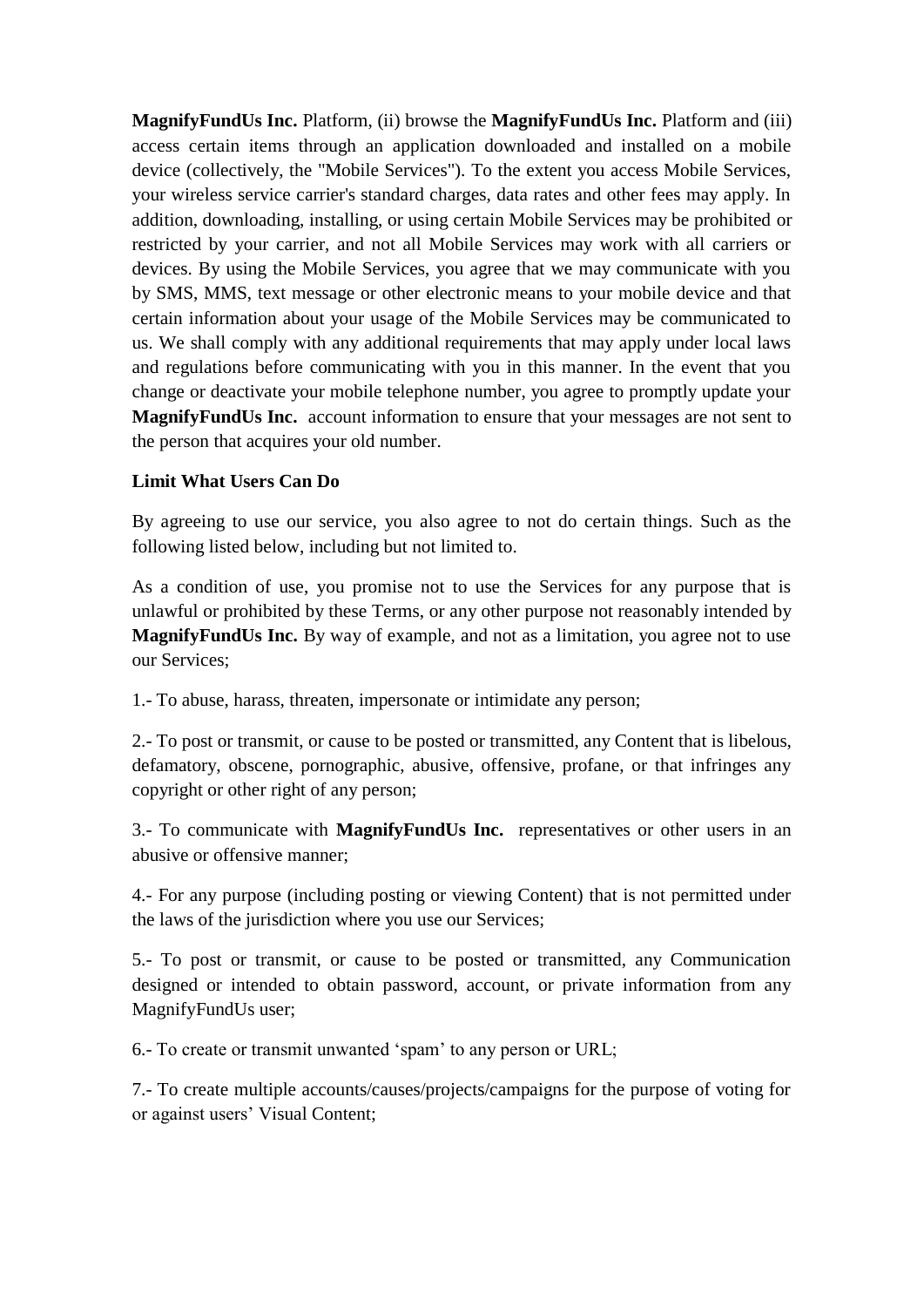**MagnifyFundUs Inc.** Platform, (ii) browse the **MagnifyFundUs Inc.** Platform and (iii) access certain items through an application downloaded and installed on a mobile device (collectively, the "Mobile Services"). To the extent you access Mobile Services, your wireless service carrier's standard charges, data rates and other fees may apply. In addition, downloading, installing, or using certain Mobile Services may be prohibited or restricted by your carrier, and not all Mobile Services may work with all carriers or devices. By using the Mobile Services, you agree that we may communicate with you by SMS, MMS, text message or other electronic means to your mobile device and that certain information about your usage of the Mobile Services may be communicated to us. We shall comply with any additional requirements that may apply under local laws and regulations before communicating with you in this manner. In the event that you change or deactivate your mobile telephone number, you agree to promptly update your **MagnifyFundUs Inc.** account information to ensure that your messages are not sent to the person that acquires your old number.

**Limit What Users Can Do**

By agreeing to use our service, you also agree to not do certain things. Such as the following listed below, including but not limited to.

As a condition of use, you promise not to use the Services for any purpose that is unlawful or prohibited by these Terms, or any other purpose not reasonably intended by **MagnifyFundUs Inc.** By way of example, and not as a limitation, you agree not to use our Services;

1.- To abuse, harass, threaten, impersonate or intimidate any person;

2.- To post or transmit, or cause to be posted or transmitted, any Content that is libelous, defamatory, obscene, pornographic, abusive, offensive, profane, or that infringes any copyright or other right of any person;

3.- To communicate with **MagnifyFundUs Inc.** representatives or other users in an abusive or offensive manner;

4.- For any purpose (including posting or viewing Content) that is not permitted under the laws of the jurisdiction where you use our Services;

5.- To post or transmit, or cause to be posted or transmitted, any Communication designed or intended to obtain password, account, or private information from any MagnifyFundUs user;

6.- To create or transmit unwanted 'spam' to any person or URL;

7.- To create multiple accounts/causes/projects/campaigns for the purpose of voting for or against users' Visual Content;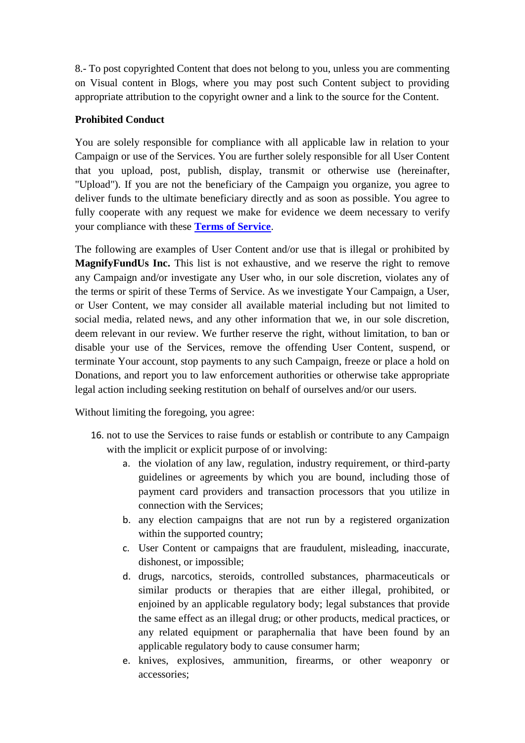8.- To post copyrighted Content that does not belong to you, unless you are commenting on Visual content in Blogs, where you may post such Content subject to providing appropriate attribution to the copyright owner and a link to the source for the Content.

**Prohibited Conduct**

You are solely responsible for compliance with all applicable law in relation to your Campaign or use of the Services. You are further solely responsible for all User Content that you upload, post, publish, display, transmit or otherwise use (hereinafter, "Upload"). If you are not the beneficiary of the Campaign you organize, you agree to deliver funds to the ultimate beneficiary directly and as soon as possible. You agree to fully cooperate with any request we make for evidence we deem necessary to verify your compliance with these **Terms of Service**.

The following are examples of User Content and/or use that is illegal or prohibited by **MagnifyFundUs Inc.** This list is not exhaustive, and we reserve the right to remove any Campaign and/or investigate any User who, in our sole discretion, violates any of the terms or spirit of these Terms of Service. As we investigate Your Campaign, a User, or User Content, we may consider all available material including but not limited to social media, related news, and any other information that we, in our sole discretion, deem relevant in our review. We further reserve the right, without limitation, to ban or disable your use of the Services, remove the offending User Content, suspend, or terminate Your account, stop payments to any such Campaign, freeze or place a hold on Donations, and report you to law enforcement authorities or otherwise take appropriate legal action including seeking restitution on behalf of ourselves and/or our users.

Without limiting the foregoing, you agree:

16. not to use the Services to raise funds or establish or contribute to any Campaign with the implicit or explicit purpose of or involving:
    a. the violation of any law, regulation, industry requirement, or third-party guidelines or agreements by which you are bound, including those of payment card providers and transaction processors that you utilize in connection with the Services;
    b. any election campaigns that are not run by a registered organization within the supported country;
    c. User Content or campaigns that are fraudulent, misleading, inaccurate, dishonest, or impossible;
    d. drugs, narcotics, steroids, controlled substances, pharmaceuticals or similar products or therapies that are either illegal, prohibited, or enjoined by an applicable regulatory body; legal substances that provide the same effect as an illegal drug; or other products, medical practices, or any related equipment or paraphernalia that have been found by an applicable regulatory body to cause consumer harm;
    e. knives, explosives, ammunition, firearms, or other weaponry or accessories;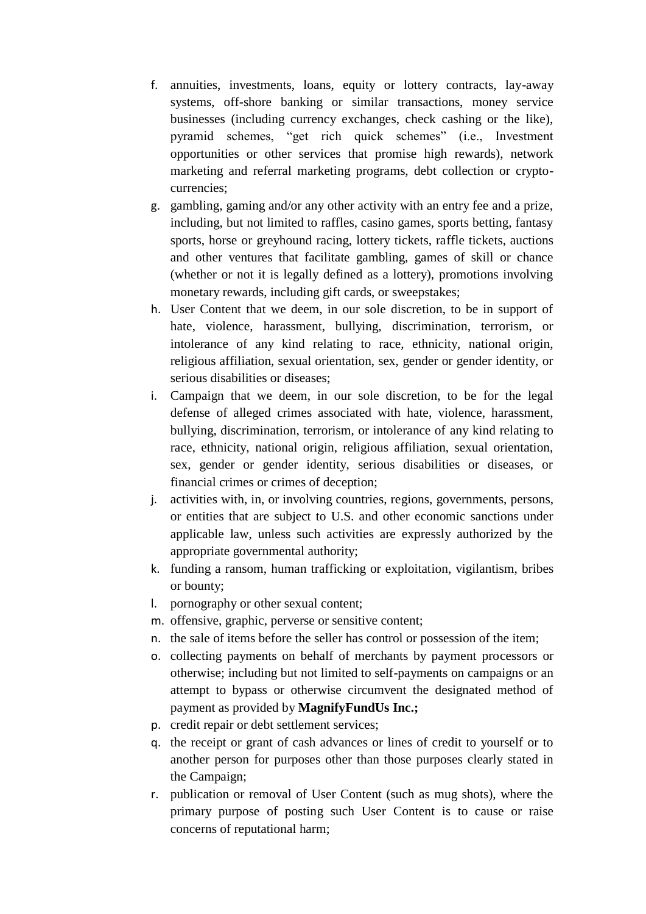f. annuities, investments, loans, equity or lottery contracts, lay-away systems, off-shore banking or similar transactions, money service businesses (including currency exchanges, check cashing or the like), pyramid schemes, "get rich quick schemes" (i.e., Investment opportunities or other services that promise high rewards), network marketing and referral marketing programs, debt collection or crypto-currencies;
g. gambling, gaming and/or any other activity with an entry fee and a prize, including, but not limited to raffles, casino games, sports betting, fantasy sports, horse or greyhound racing, lottery tickets, raffle tickets, auctions and other ventures that facilitate gambling, games of skill or chance (whether or not it is legally defined as a lottery), promotions involving monetary rewards, including gift cards, or sweepstakes;
h. User Content that we deem, in our sole discretion, to be in support of hate, violence, harassment, bullying, discrimination, terrorism, or intolerance of any kind relating to race, ethnicity, national origin, religious affiliation, sexual orientation, sex, gender or gender identity, or serious disabilities or diseases;
i. Campaign that we deem, in our sole discretion, to be for the legal defense of alleged crimes associated with hate, violence, harassment, bullying, discrimination, terrorism, or intolerance of any kind relating to race, ethnicity, national origin, religious affiliation, sexual orientation, sex, gender or gender identity, serious disabilities or diseases, or financial crimes or crimes of deception;
j. activities with, in, or involving countries, regions, governments, persons, or entities that are subject to U.S. and other economic sanctions under applicable law, unless such activities are expressly authorized by the appropriate governmental authority;
k. funding a ransom, human trafficking or exploitation, vigilantism, bribes or bounty;
l. pornography or other sexual content;
m. offensive, graphic, perverse or sensitive content;
n. the sale of items before the seller has control or possession of the item;
o. collecting payments on behalf of merchants by payment processors or otherwise; including but not limited to self-payments on campaigns or an attempt to bypass or otherwise circumvent the designated method of payment as provided by **MagnifyFundUs Inc.;**
p. credit repair or debt settlement services;
q. the receipt or grant of cash advances or lines of credit to yourself or to another person for purposes other than those purposes clearly stated in the Campaign;
r. publication or removal of User Content (such as mug shots), where the primary purpose of posting such User Content is to cause or raise concerns of reputational harm;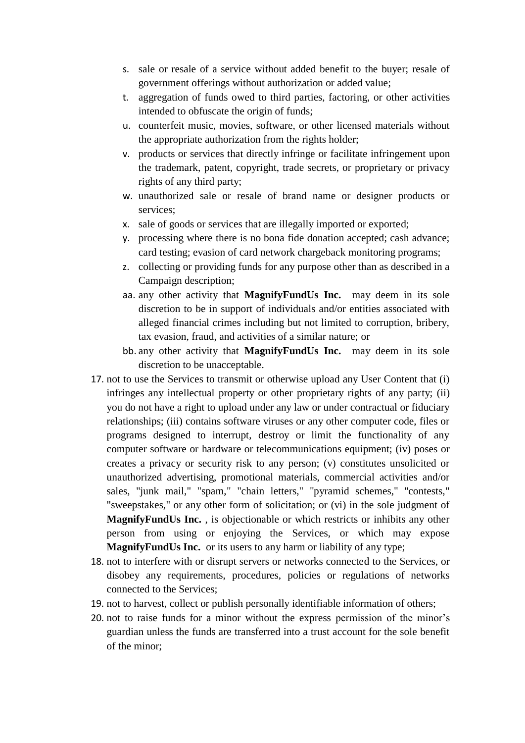s. sale or resale of a service without added benefit to the buyer; resale of government offerings without authorization or added value;
    t. aggregation of funds owed to third parties, factoring, or other activities intended to obfuscate the origin of funds;
    u. counterfeit music, movies, software, or other licensed materials without the appropriate authorization from the rights holder;
    v. products or services that directly infringe or facilitate infringement upon the trademark, patent, copyright, trade secrets, or proprietary or privacy rights of any third party;
    w. unauthorized sale or resale of brand name or designer products or services;
    x. sale of goods or services that are illegally imported or exported;
    y. processing where there is no bona fide donation accepted; cash advance; card testing; evasion of card network chargeback monitoring programs;
    z. collecting or providing funds for any purpose other than as described in a Campaign description;
    aa. any other activity that **MagnifyFundUs Inc.** may deem in its sole discretion to be in support of individuals and/or entities associated with alleged financial crimes including but not limited to corruption, bribery, tax evasion, fraud, and activities of a similar nature; or
    bb. any other activity that **MagnifyFundUs Inc.** may deem in its sole discretion to be unacceptable.

17. not to use the Services to transmit or otherwise upload any User Content that (i) infringes any intellectual property or other proprietary rights of any party; (ii) you do not have a right to upload under any law or under contractual or fiduciary relationships; (iii) contains software viruses or any other computer code, files or programs designed to interrupt, destroy or limit the functionality of any computer software or hardware or telecommunications equipment; (iv) poses or creates a privacy or security risk to any person; (v) constitutes unsolicited or unauthorized advertising, promotional materials, commercial activities and/or sales, "junk mail," "spam," "chain letters," "pyramid schemes," "contests," "sweepstakes," or any other form of solicitation; or (vi) in the sole judgment of **MagnifyFundUs Inc.** , is objectionable or which restricts or inhibits any other person from using or enjoying the Services, or which may expose **MagnifyFundUs Inc.** or its users to any harm or liability of any type;
18. not to interfere with or disrupt servers or networks connected to the Services, or disobey any requirements, procedures, policies or regulations of networks connected to the Services;
19. not to harvest, collect or publish personally identifiable information of others;
20. not to raise funds for a minor without the express permission of the minor's guardian unless the funds are transferred into a trust account for the sole benefit of the minor;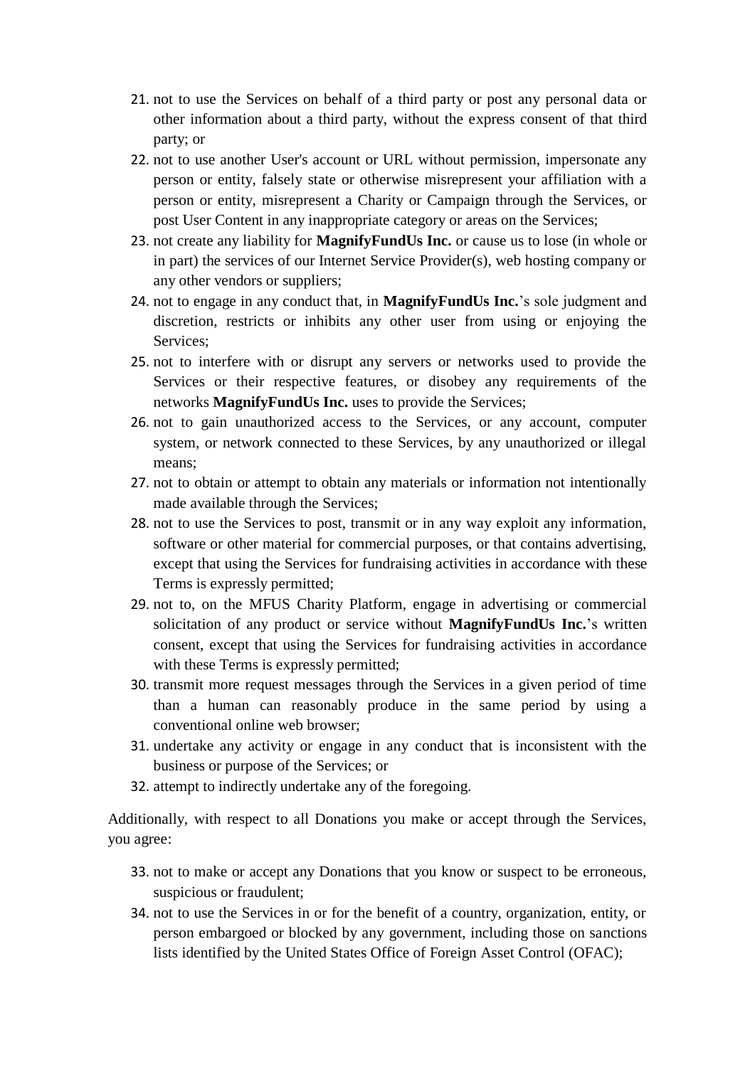21. not to use the Services on behalf of a third party or post any personal data or other information about a third party, without the express consent of that third party; or
22. not to use another User's account or URL without permission, impersonate any person or entity, falsely state or otherwise misrepresent your affiliation with a person or entity, misrepresent a Charity or Campaign through the Services, or post User Content in any inappropriate category or areas on the Services;
23. not create any liability for **MagnifyFundUs Inc.** or cause us to lose (in whole or in part) the services of our Internet Service Provider(s), web hosting company or any other vendors or suppliers;
24. not to engage in any conduct that, in **MagnifyFundUs Inc.**'s sole judgment and discretion, restricts or inhibits any other user from using or enjoying the Services;
25. not to interfere with or disrupt any servers or networks used to provide the Services or their respective features, or disobey any requirements of the networks **MagnifyFundUs Inc.** uses to provide the Services;
26. not to gain unauthorized access to the Services, or any account, computer system, or network connected to these Services, by any unauthorized or illegal means;
27. not to obtain or attempt to obtain any materials or information not intentionally made available through the Services;
28. not to use the Services to post, transmit or in any way exploit any information, software or other material for commercial purposes, or that contains advertising, except that using the Services for fundraising activities in accordance with these Terms is expressly permitted;
29. not to, on the MFUS Charity Platform, engage in advertising or commercial solicitation of any product or service without **MagnifyFundUs Inc.**'s written consent, except that using the Services for fundraising activities in accordance with these Terms is expressly permitted;
30. transmit more request messages through the Services in a given period of time than a human can reasonably produce in the same period by using a conventional online web browser;
31. undertake any activity or engage in any conduct that is inconsistent with the business or purpose of the Services; or
32. attempt to indirectly undertake any of the foregoing.

Additionally, with respect to all Donations you make or accept through the Services, you agree:

33. not to make or accept any Donations that you know or suspect to be erroneous, suspicious or fraudulent;
34. not to use the Services in or for the benefit of a country, organization, entity, or person embargoed or blocked by any government, including those on sanctions lists identified by the United States Office of Foreign Asset Control (OFAC);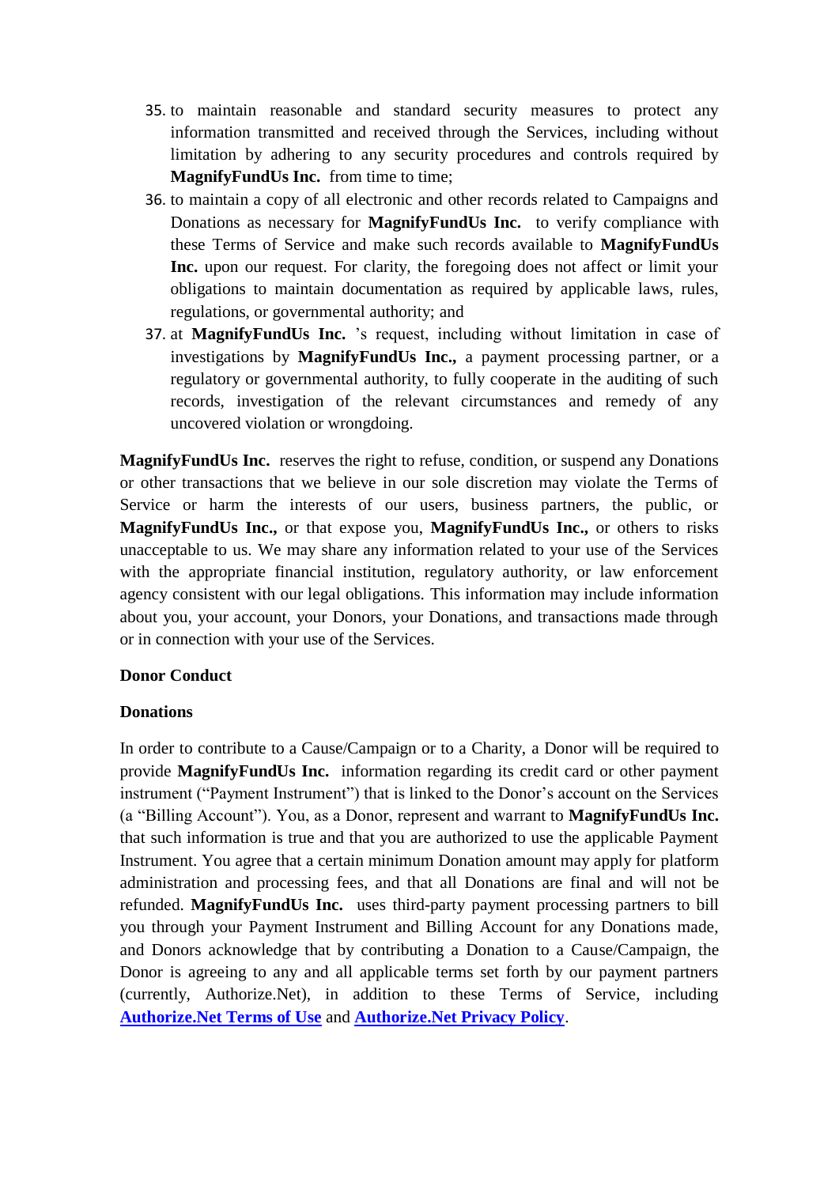35. to maintain reasonable and standard security measures to protect any information transmitted and received through the Services, including without limitation by adhering to any security procedures and controls required by **MagnifyFundUs Inc.** from time to time;
36. to maintain a copy of all electronic and other records related to Campaigns and Donations as necessary for **MagnifyFundUs Inc.** to verify compliance with these Terms of Service and make such records available to **MagnifyFundUs Inc.** upon our request. For clarity, the foregoing does not affect or limit your obligations to maintain documentation as required by applicable laws, rules, regulations, or governmental authority; and
37. at **MagnifyFundUs Inc.** 's request, including without limitation in case of investigations by **MagnifyFundUs Inc.,** a payment processing partner, or a regulatory or governmental authority, to fully cooperate in the auditing of such records, investigation of the relevant circumstances and remedy of any uncovered violation or wrongdoing.

**MagnifyFundUs Inc.** reserves the right to refuse, condition, or suspend any Donations or other transactions that we believe in our sole discretion may violate the Terms of Service or harm the interests of our users, business partners, the public, or **MagnifyFundUs Inc.,** or that expose you, **MagnifyFundUs Inc.,** or others to risks unacceptable to us. We may share any information related to your use of the Services with the appropriate financial institution, regulatory authority, or law enforcement agency consistent with our legal obligations. This information may include information about you, your account, your Donors, your Donations, and transactions made through or in connection with your use of the Services.

**Donor Conduct**

**Donations**

In order to contribute to a Cause/Campaign or to a Charity, a Donor will be required to provide **MagnifyFundUs Inc.** information regarding its credit card or other payment instrument ("Payment Instrument") that is linked to the Donor's account on the Services (a "Billing Account"). You, as a Donor, represent and warrant to **MagnifyFundUs Inc.** that such information is true and that you are authorized to use the applicable Payment Instrument. You agree that a certain minimum Donation amount may apply for platform administration and processing fees, and that all Donations are final and will not be refunded. **MagnifyFundUs Inc.** uses third-party payment processing partners to bill you through your Payment Instrument and Billing Account for any Donations made, and Donors acknowledge that by contributing a Donation to a Cause/Campaign, the Donor is agreeing to any and all applicable terms set forth by our payment partners (currently, Authorize.Net), in addition to these Terms of Service, including **Authorize.Net Terms of Use** and **Authorize.Net Privacy Policy**.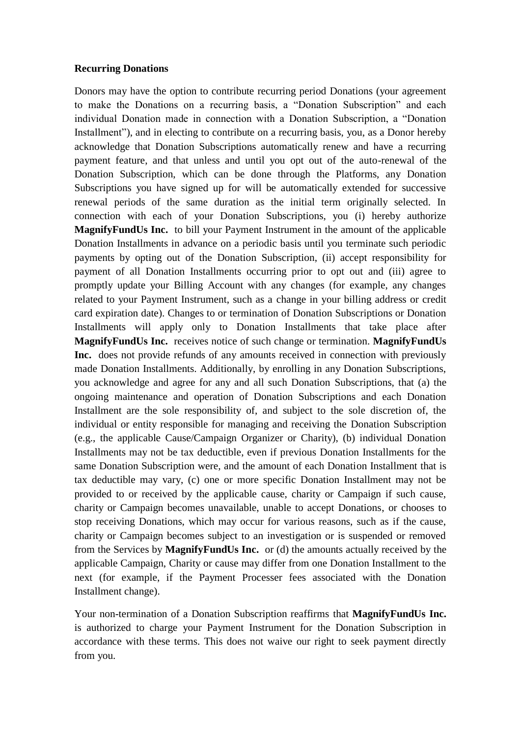**Recurring Donations**

Donors may have the option to contribute recurring period Donations (your agreement to make the Donations on a recurring basis, a "Donation Subscription" and each individual Donation made in connection with a Donation Subscription, a "Donation Installment"), and in electing to contribute on a recurring basis, you, as a Donor hereby acknowledge that Donation Subscriptions automatically renew and have a recurring payment feature, and that unless and until you opt out of the auto-renewal of the Donation Subscription, which can be done through the Platforms, any Donation Subscriptions you have signed up for will be automatically extended for successive renewal periods of the same duration as the initial term originally selected. In connection with each of your Donation Subscriptions, you (i) hereby authorize **MagnifyFundUs Inc.** to bill your Payment Instrument in the amount of the applicable Donation Installments in advance on a periodic basis until you terminate such periodic payments by opting out of the Donation Subscription, (ii) accept responsibility for payment of all Donation Installments occurring prior to opt out and (iii) agree to promptly update your Billing Account with any changes (for example, any changes related to your Payment Instrument, such as a change in your billing address or credit card expiration date). Changes to or termination of Donation Subscriptions or Donation Installments will apply only to Donation Installments that take place after **MagnifyFundUs Inc.** receives notice of such change or termination. **MagnifyFundUs Inc.** does not provide refunds of any amounts received in connection with previously made Donation Installments. Additionally, by enrolling in any Donation Subscriptions, you acknowledge and agree for any and all such Donation Subscriptions, that (a) the ongoing maintenance and operation of Donation Subscriptions and each Donation Installment are the sole responsibility of, and subject to the sole discretion of, the individual or entity responsible for managing and receiving the Donation Subscription (e.g., the applicable Cause/Campaign Organizer or Charity), (b) individual Donation Installments may not be tax deductible, even if previous Donation Installments for the same Donation Subscription were, and the amount of each Donation Installment that is tax deductible may vary, (c) one or more specific Donation Installment may not be provided to or received by the applicable cause, charity or Campaign if such cause, charity or Campaign becomes unavailable, unable to accept Donations, or chooses to stop receiving Donations, which may occur for various reasons, such as if the cause, charity or Campaign becomes subject to an investigation or is suspended or removed from the Services by **MagnifyFundUs Inc.** or (d) the amounts actually received by the applicable Campaign, Charity or cause may differ from one Donation Installment to the next (for example, if the Payment Processer fees associated with the Donation Installment change).

Your non-termination of a Donation Subscription reaffirms that **MagnifyFundUs Inc.** is authorized to charge your Payment Instrument for the Donation Subscription in accordance with these terms. This does not waive our right to seek payment directly from you.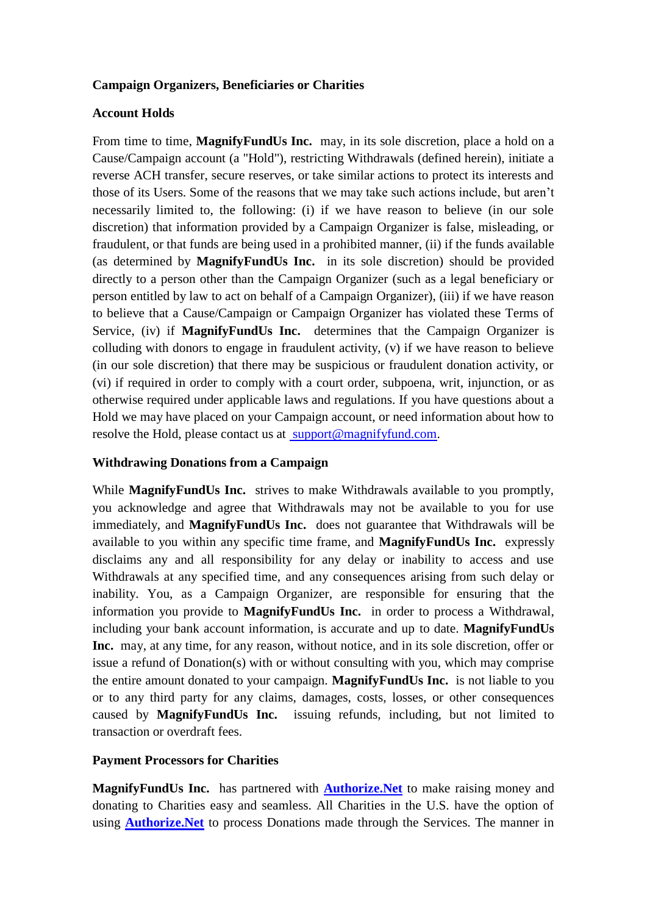**Campaign Organizers, Beneficiaries or Charities**

**Account Holds**

From time to time, **MagnifyFundUs Inc.** may, in its sole discretion, place a hold on a Cause/Campaign account (a "Hold"), restricting Withdrawals (defined herein), initiate a reverse ACH transfer, secure reserves, or take similar actions to protect its interests and those of its Users. Some of the reasons that we may take such actions include, but aren't necessarily limited to, the following: (i) if we have reason to believe (in our sole discretion) that information provided by a Campaign Organizer is false, misleading, or fraudulent, or that funds are being used in a prohibited manner, (ii) if the funds available (as determined by **MagnifyFundUs Inc.** in its sole discretion) should be provided directly to a person other than the Campaign Organizer (such as a legal beneficiary or person entitled by law to act on behalf of a Campaign Organizer), (iii) if we have reason to believe that a Cause/Campaign or Campaign Organizer has violated these Terms of Service, (iv) if **MagnifyFundUs Inc.** determines that the Campaign Organizer is colluding with donors to engage in fraudulent activity, (v) if we have reason to believe (in our sole discretion) that there may be suspicious or fraudulent donation activity, or (vi) if required in order to comply with a court order, subpoena, writ, injunction, or as otherwise required under applicable laws and regulations. If you have questions about a Hold we may have placed on your Campaign account, or need information about how to resolve the Hold, please contact us at support@magnifyfund.com.

**Withdrawing Donations from a Campaign**

While **MagnifyFundUs Inc.** strives to make Withdrawals available to you promptly, you acknowledge and agree that Withdrawals may not be available to you for use immediately, and **MagnifyFundUs Inc.** does not guarantee that Withdrawals will be available to you within any specific time frame, and **MagnifyFundUs Inc.** expressly disclaims any and all responsibility for any delay or inability to access and use Withdrawals at any specified time, and any consequences arising from such delay or inability. You, as a Campaign Organizer, are responsible for ensuring that the information you provide to **MagnifyFundUs Inc.** in order to process a Withdrawal, including your bank account information, is accurate and up to date. **MagnifyFundUs Inc.** may, at any time, for any reason, without notice, and in its sole discretion, offer or issue a refund of Donation(s) with or without consulting with you, which may comprise the entire amount donated to your campaign. **MagnifyFundUs Inc.** is not liable to you or to any third party for any claims, damages, costs, losses, or other consequences caused by **MagnifyFundUs Inc.** issuing refunds, including, but not limited to transaction or overdraft fees.

**Payment Processors for Charities**

**MagnifyFundUs Inc.** has partnered with **Authorize.Net** to make raising money and donating to Charities easy and seamless. All Charities in the U.S. have the option of using **Authorize.Net** to process Donations made through the Services. The manner in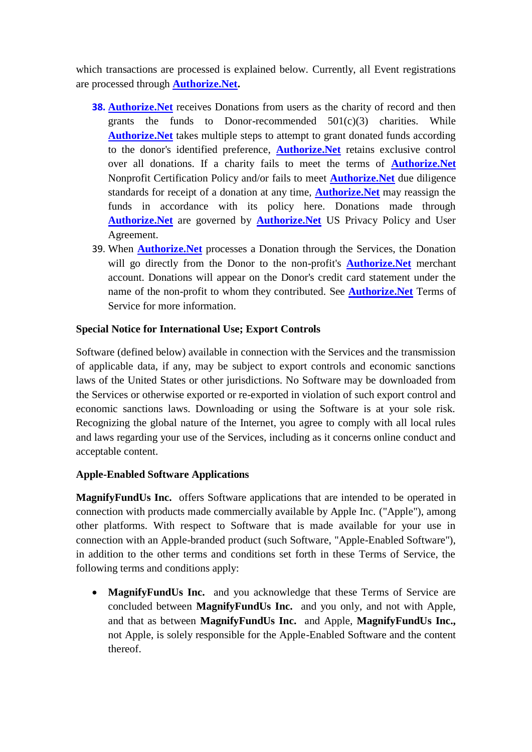which transactions are processed is explained below. Currently, all Event registrations are processed through **Authorize.Net.**

38. **Authorize.Net** receives Donations from users as the charity of record and then grants the funds to Donor-recommended 501(c)(3) charities. While **Authorize.Net** takes multiple steps to attempt to grant donated funds according to the donor's identified preference, **Authorize.Net** retains exclusive control over all donations. If a charity fails to meet the terms of **Authorize.Net** Nonprofit Certification Policy and/or fails to meet **Authorize.Net** due diligence standards for receipt of a donation at any time, **Authorize.Net** may reassign the funds in accordance with its policy here. Donations made through **Authorize.Net** are governed by **Authorize.Net** US Privacy Policy and User Agreement.
39. When **Authorize.Net** processes a Donation through the Services, the Donation will go directly from the Donor to the non-profit's **Authorize.Net** merchant account. Donations will appear on the Donor's credit card statement under the name of the non-profit to whom they contributed. See **Authorize.Net** Terms of Service for more information.

**Special Notice for International Use; Export Controls**

Software (defined below) available in connection with the Services and the transmission of applicable data, if any, may be subject to export controls and economic sanctions laws of the United States or other jurisdictions. No Software may be downloaded from the Services or otherwise exported or re-exported in violation of such export control and economic sanctions laws. Downloading or using the Software is at your sole risk. Recognizing the global nature of the Internet, you agree to comply with all local rules and laws regarding your use of the Services, including as it concerns online conduct and acceptable content.

**Apple-Enabled Software Applications**

**MagnifyFundUs Inc.** offers Software applications that are intended to be operated in connection with products made commercially available by Apple Inc. ("Apple"), among other platforms. With respect to Software that is made available for your use in connection with an Apple-branded product (such Software, "Apple-Enabled Software"), in addition to the other terms and conditions set forth in these Terms of Service, the following terms and conditions apply:

- **MagnifyFundUs Inc.** and you acknowledge that these Terms of Service are concluded between **MagnifyFundUs Inc.** and you only, and not with Apple, and that as between **MagnifyFundUs Inc.** and Apple, **MagnifyFundUs Inc.,** not Apple, is solely responsible for the Apple-Enabled Software and the content thereof.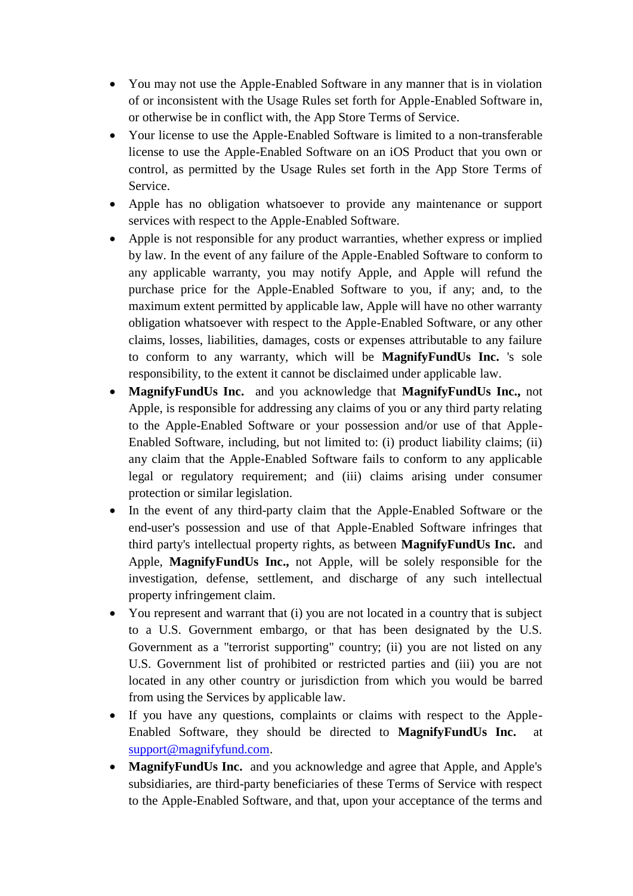- You may not use the Apple-Enabled Software in any manner that is in violation of or inconsistent with the Usage Rules set forth for Apple-Enabled Software in, or otherwise be in conflict with, the App Store Terms of Service.
- Your license to use the Apple-Enabled Software is limited to a non-transferable license to use the Apple-Enabled Software on an iOS Product that you own or control, as permitted by the Usage Rules set forth in the App Store Terms of Service.
- Apple has no obligation whatsoever to provide any maintenance or support services with respect to the Apple-Enabled Software.
- Apple is not responsible for any product warranties, whether express or implied by law. In the event of any failure of the Apple-Enabled Software to conform to any applicable warranty, you may notify Apple, and Apple will refund the purchase price for the Apple-Enabled Software to you, if any; and, to the maximum extent permitted by applicable law, Apple will have no other warranty obligation whatsoever with respect to the Apple-Enabled Software, or any other claims, losses, liabilities, damages, costs or expenses attributable to any failure to conform to any warranty, which will be **MagnifyFundUs Inc.** 's sole responsibility, to the extent it cannot be disclaimed under applicable law.
- **MagnifyFundUs Inc.** and you acknowledge that **MagnifyFundUs Inc.,** not Apple, is responsible for addressing any claims of you or any third party relating to the Apple-Enabled Software or your possession and/or use of that Apple-Enabled Software, including, but not limited to: (i) product liability claims; (ii) any claim that the Apple-Enabled Software fails to conform to any applicable legal or regulatory requirement; and (iii) claims arising under consumer protection or similar legislation.
- In the event of any third-party claim that the Apple-Enabled Software or the end-user's possession and use of that Apple-Enabled Software infringes that third party's intellectual property rights, as between **MagnifyFundUs Inc.** and Apple, **MagnifyFundUs Inc.,** not Apple, will be solely responsible for the investigation, defense, settlement, and discharge of any such intellectual property infringement claim.
- You represent and warrant that (i) you are not located in a country that is subject to a U.S. Government embargo, or that has been designated by the U.S. Government as a "terrorist supporting" country; (ii) you are not listed on any U.S. Government list of prohibited or restricted parties and (iii) you are not located in any other country or jurisdiction from which you would be barred from using the Services by applicable law.
- If you have any questions, complaints or claims with respect to the Apple-Enabled Software, they should be directed to **MagnifyFundUs Inc.** at [support@magnifyfund.com](mailto:support@magnifyfund.com).
- **MagnifyFundUs Inc.** and you acknowledge and agree that Apple, and Apple's subsidiaries, are third-party beneficiaries of these Terms of Service with respect to the Apple-Enabled Software, and that, upon your acceptance of the terms and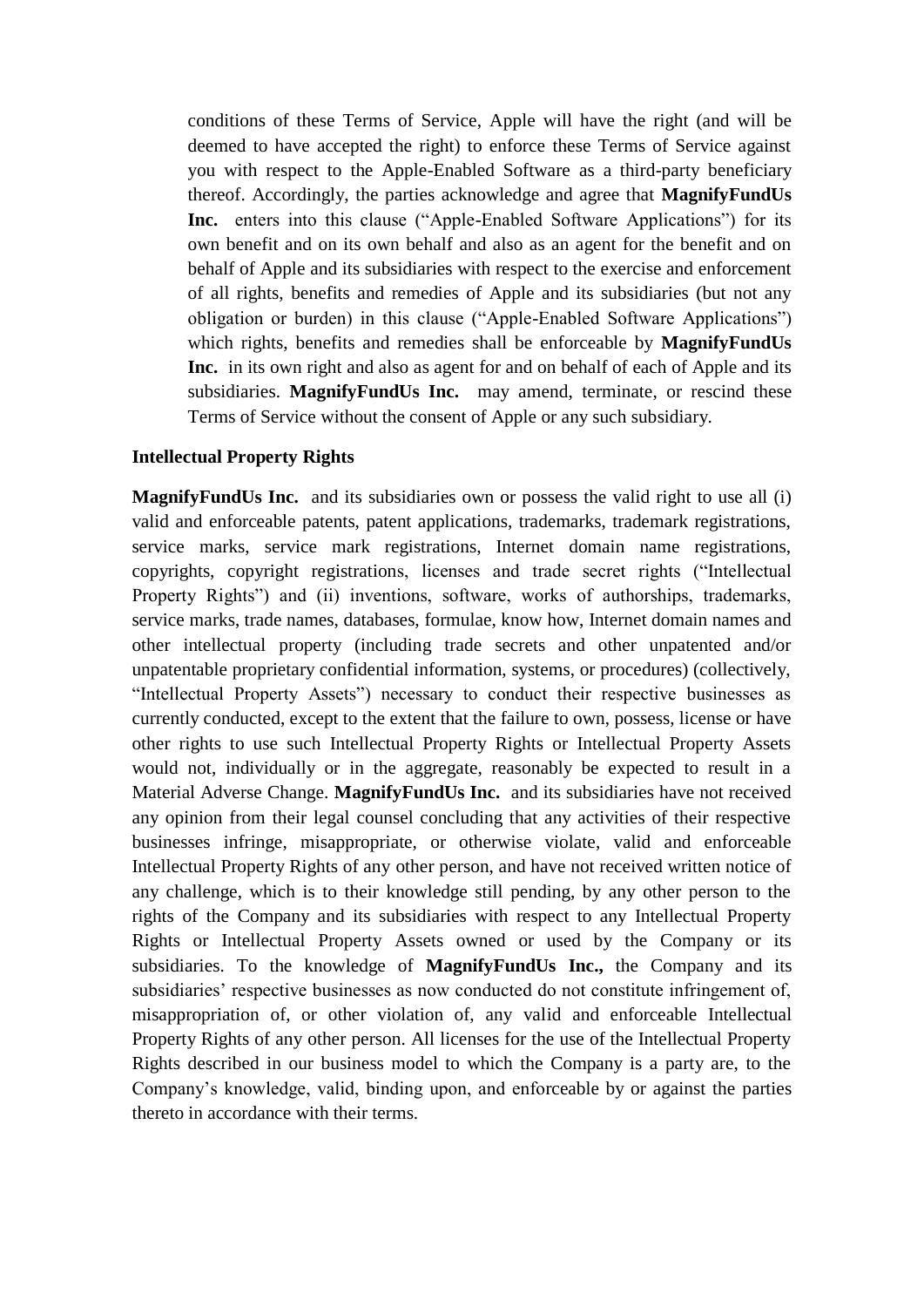conditions of these Terms of Service, Apple will have the right (and will be deemed to have accepted the right) to enforce these Terms of Service against you with respect to the Apple-Enabled Software as a third-party beneficiary thereof. Accordingly, the parties acknowledge and agree that **MagnifyFundUs Inc.** enters into this clause ("Apple-Enabled Software Applications") for its own benefit and on its own behalf and also as an agent for the benefit and on behalf of Apple and its subsidiaries with respect to the exercise and enforcement of all rights, benefits and remedies of Apple and its subsidiaries (but not any obligation or burden) in this clause ("Apple-Enabled Software Applications") which rights, benefits and remedies shall be enforceable by **MagnifyFundUs Inc.** in its own right and also as agent for and on behalf of each of Apple and its subsidiaries. **MagnifyFundUs Inc.** may amend, terminate, or rescind these Terms of Service without the consent of Apple or any such subsidiary.

**Intellectual Property Rights**

**MagnifyFundUs Inc.** and its subsidiaries own or possess the valid right to use all (i) valid and enforceable patents, patent applications, trademarks, trademark registrations, service marks, service mark registrations, Internet domain name registrations, copyrights, copyright registrations, licenses and trade secret rights ("Intellectual Property Rights") and (ii) inventions, software, works of authorships, trademarks, service marks, trade names, databases, formulae, know how, Internet domain names and other intellectual property (including trade secrets and other unpatented and/or unpatentable proprietary confidential information, systems, or procedures) (collectively, "Intellectual Property Assets") necessary to conduct their respective businesses as currently conducted, except to the extent that the failure to own, possess, license or have other rights to use such Intellectual Property Rights or Intellectual Property Assets would not, individually or in the aggregate, reasonably be expected to result in a Material Adverse Change. **MagnifyFundUs Inc.** and its subsidiaries have not received any opinion from their legal counsel concluding that any activities of their respective businesses infringe, misappropriate, or otherwise violate, valid and enforceable Intellectual Property Rights of any other person, and have not received written notice of any challenge, which is to their knowledge still pending, by any other person to the rights of the Company and its subsidiaries with respect to any Intellectual Property Rights or Intellectual Property Assets owned or used by the Company or its subsidiaries. To the knowledge of **MagnifyFundUs Inc.,** the Company and its subsidiaries' respective businesses as now conducted do not constitute infringement of, misappropriation of, or other violation of, any valid and enforceable Intellectual Property Rights of any other person. All licenses for the use of the Intellectual Property Rights described in our business model to which the Company is a party are, to the Company's knowledge, valid, binding upon, and enforceable by or against the parties thereto in accordance with their terms.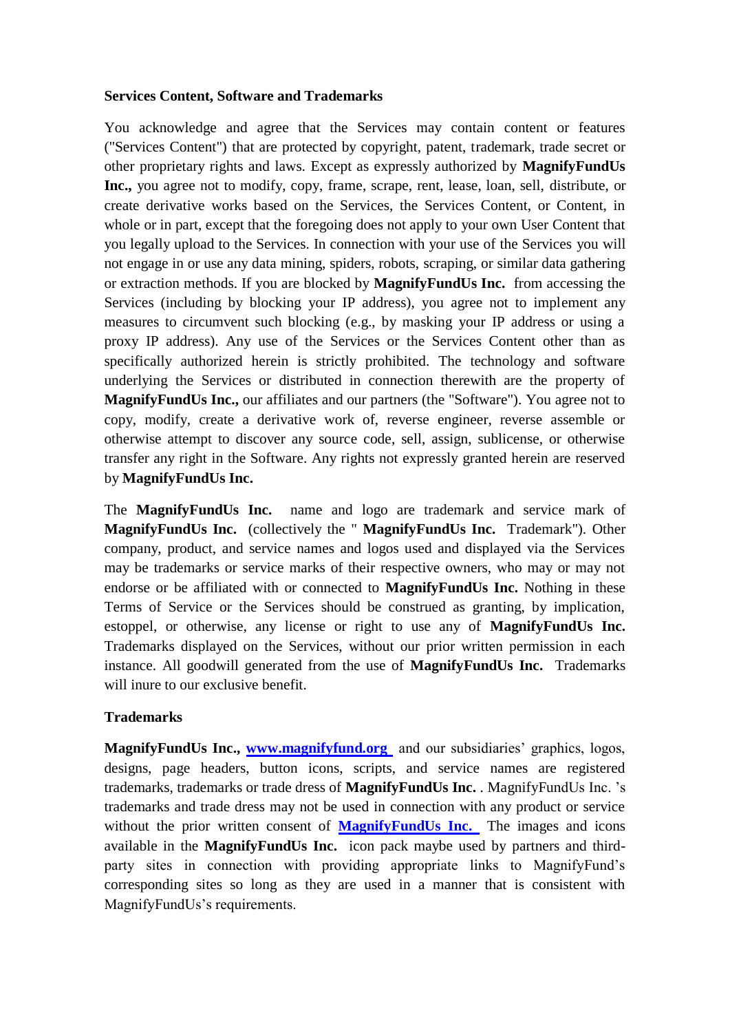**Services Content, Software and Trademarks**

You acknowledge and agree that the Services may contain content or features ("Services Content") that are protected by copyright, patent, trademark, trade secret or other proprietary rights and laws. Except as expressly authorized by **MagnifyFundUs Inc.,** you agree not to modify, copy, frame, scrape, rent, lease, loan, sell, distribute, or create derivative works based on the Services, the Services Content, or Content, in whole or in part, except that the foregoing does not apply to your own User Content that you legally upload to the Services. In connection with your use of the Services you will not engage in or use any data mining, spiders, robots, scraping, or similar data gathering or extraction methods. If you are blocked by **MagnifyFundUs Inc.** from accessing the Services (including by blocking your IP address), you agree not to implement any measures to circumvent such blocking (e.g., by masking your IP address or using a proxy IP address). Any use of the Services or the Services Content other than as specifically authorized herein is strictly prohibited. The technology and software underlying the Services or distributed in connection therewith are the property of **MagnifyFundUs Inc.,** our affiliates and our partners (the "Software"). You agree not to copy, modify, create a derivative work of, reverse engineer, reverse assemble or otherwise attempt to discover any source code, sell, assign, sublicense, or otherwise transfer any right in the Software. Any rights not expressly granted herein are reserved by **MagnifyFundUs Inc.**

The **MagnifyFundUs Inc.** name and logo are trademark and service mark of **MagnifyFundUs Inc.** (collectively the " **MagnifyFundUs Inc.** Trademark"). Other company, product, and service names and logos used and displayed via the Services may be trademarks or service marks of their respective owners, who may or may not endorse or be affiliated with or connected to **MagnifyFundUs Inc.** Nothing in these Terms of Service or the Services should be construed as granting, by implication, estoppel, or otherwise, any license or right to use any of **MagnifyFundUs Inc.** Trademarks displayed on the Services, without our prior written permission in each instance. All goodwill generated from the use of **MagnifyFundUs Inc.** Trademarks will inure to our exclusive benefit.

**Trademarks**

**MagnifyFundUs Inc.,** **[www.magnifyfund.org](www.magnifyfund.org)** and our subsidiaries' graphics, logos, designs, page headers, button icons, scripts, and service names are registered trademarks, trademarks or trade dress of **MagnifyFundUs Inc.** . MagnifyFundUs Inc. 's trademarks and trade dress may not be used in connection with any product or service without the prior written consent of **MagnifyFundUs Inc.** The images and icons available in the **MagnifyFundUs Inc.** icon pack maybe used by partners and third-party sites in connection with providing appropriate links to MagnifyFund's corresponding sites so long as they are used in a manner that is consistent with MagnifyFundUs's requirements.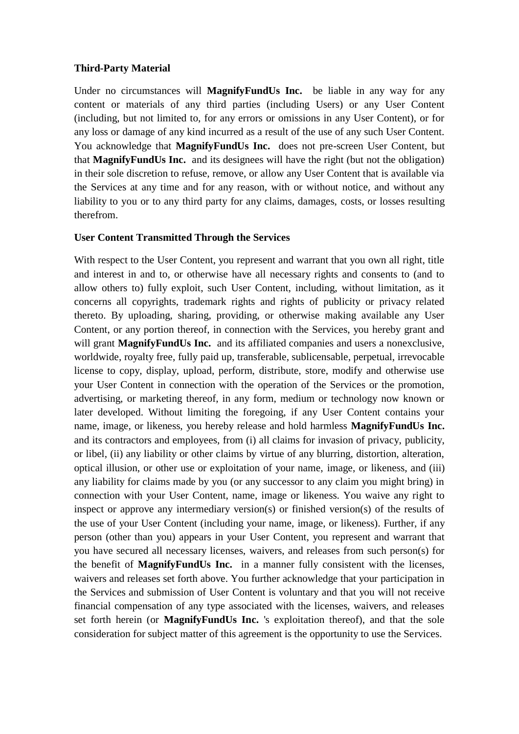### Third-Party Material

Under no circumstances will **MagnifyFundUs Inc.** be liable in any way for any content or materials of any third parties (including Users) or any User Content (including, but not limited to, for any errors or omissions in any User Content), or for any loss or damage of any kind incurred as a result of the use of any such User Content. You acknowledge that **MagnifyFundUs Inc.** does not pre-screen User Content, but that **MagnifyFundUs Inc.** and its designees will have the right (but not the obligation) in their sole discretion to refuse, remove, or allow any User Content that is available via the Services at any time and for any reason, with or without notice, and without any liability to you or to any third party for any claims, damages, costs, or losses resulting therefrom.

### User Content Transmitted Through the Services

With respect to the User Content, you represent and warrant that you own all right, title and interest in and to, or otherwise have all necessary rights and consents to (and to allow others to) fully exploit, such User Content, including, without limitation, as it concerns all copyrights, trademark rights and rights of publicity or privacy related thereto. By uploading, sharing, providing, or otherwise making available any User Content, or any portion thereof, in connection with the Services, you hereby grant and will grant **MagnifyFundUs Inc.** and its affiliated companies and users a nonexclusive, worldwide, royalty free, fully paid up, transferable, sublicensable, perpetual, irrevocable license to copy, display, upload, perform, distribute, store, modify and otherwise use your User Content in connection with the operation of the Services or the promotion, advertising, or marketing thereof, in any form, medium or technology now known or later developed. Without limiting the foregoing, if any User Content contains your name, image, or likeness, you hereby release and hold harmless **MagnifyFundUs Inc.** and its contractors and employees, from (i) all claims for invasion of privacy, publicity, or libel, (ii) any liability or other claims by virtue of any blurring, distortion, alteration, optical illusion, or other use or exploitation of your name, image, or likeness, and (iii) any liability for claims made by you (or any successor to any claim you might bring) in connection with your User Content, name, image or likeness. You waive any right to inspect or approve any intermediary version(s) or finished version(s) of the results of the use of your User Content (including your name, image, or likeness). Further, if any person (other than you) appears in your User Content, you represent and warrant that you have secured all necessary licenses, waivers, and releases from such person(s) for the benefit of **MagnifyFundUs Inc.** in a manner fully consistent with the licenses, waivers and releases set forth above. You further acknowledge that your participation in the Services and submission of User Content is voluntary and that you will not receive financial compensation of any type associated with the licenses, waivers, and releases set forth herein (or **MagnifyFundUs Inc.** 's exploitation thereof), and that the sole consideration for subject matter of this agreement is the opportunity to use the Services.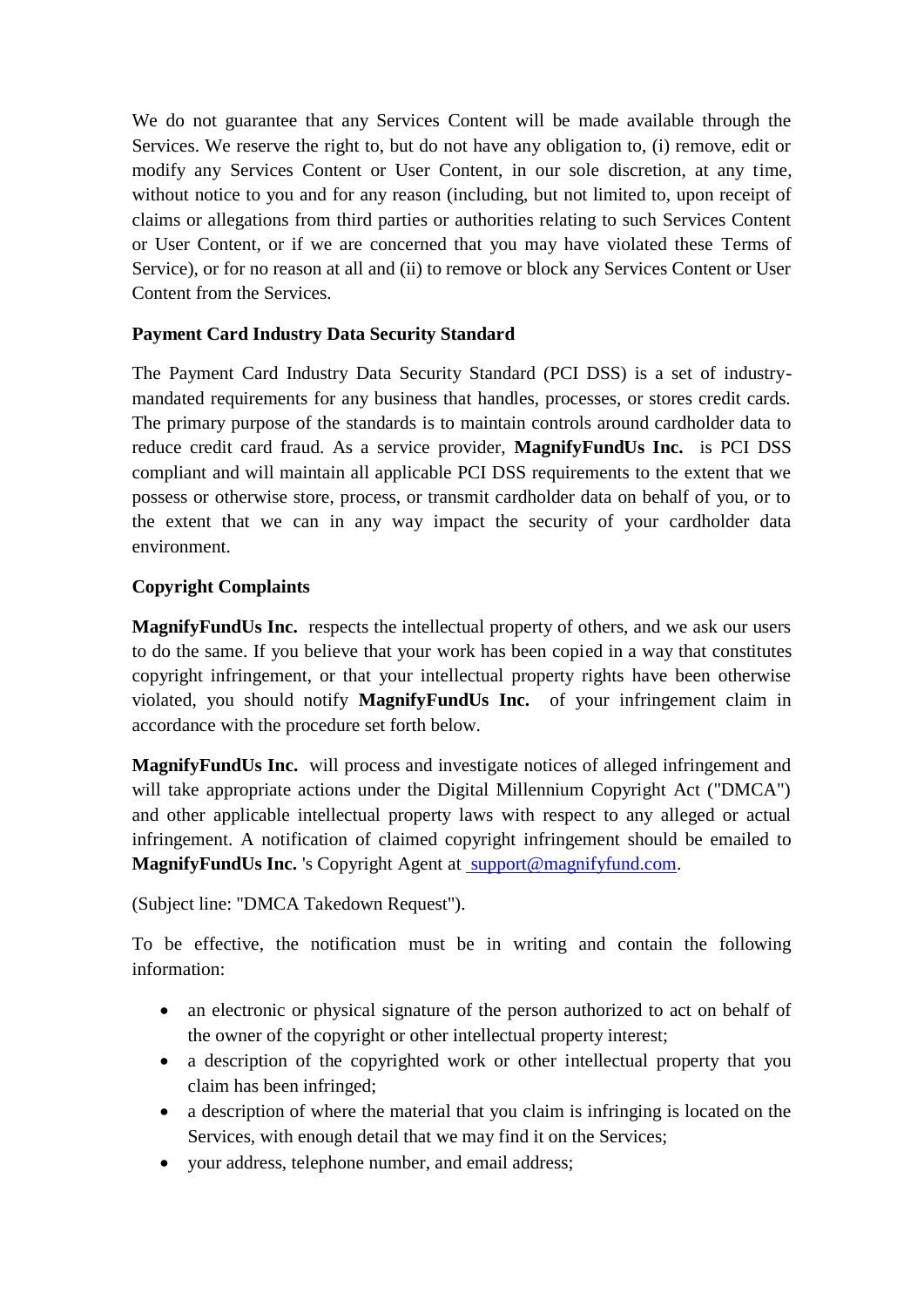We do not guarantee that any Services Content will be made available through the Services. We reserve the right to, but do not have any obligation to, (i) remove, edit or modify any Services Content or User Content, in our sole discretion, at any time, without notice to you and for any reason (including, but not limited to, upon receipt of claims or allegations from third parties or authorities relating to such Services Content or User Content, or if we are concerned that you may have violated these Terms of Service), or for no reason at all and (ii) to remove or block any Services Content or User Content from the Services.

**Payment Card Industry Data Security Standard**

The Payment Card Industry Data Security Standard (PCI DSS) is a set of industry-mandated requirements for any business that handles, processes, or stores credit cards. The primary purpose of the standards is to maintain controls around cardholder data to reduce credit card fraud. As a service provider, **MagnifyFundUs Inc.** is PCI DSS compliant and will maintain all applicable PCI DSS requirements to the extent that we possess or otherwise store, process, or transmit cardholder data on behalf of you, or to the extent that we can in any way impact the security of your cardholder data environment.

**Copyright Complaints**

**MagnifyFundUs Inc.** respects the intellectual property of others, and we ask our users to do the same. If you believe that your work has been copied in a way that constitutes copyright infringement, or that your intellectual property rights have been otherwise violated, you should notify **MagnifyFundUs Inc.** of your infringement claim in accordance with the procedure set forth below.

**MagnifyFundUs Inc.** will process and investigate notices of alleged infringement and will take appropriate actions under the Digital Millennium Copyright Act ("DMCA") and other applicable intellectual property laws with respect to any alleged or actual infringement. A notification of claimed copyright infringement should be emailed to **MagnifyFundUs Inc.** 's Copyright Agent at support@magnifyfund.com.

(Subject line: "DMCA Takedown Request").

To be effective, the notification must be in writing and contain the following information:

- an electronic or physical signature of the person authorized to act on behalf of the owner of the copyright or other intellectual property interest;
- a description of the copyrighted work or other intellectual property that you claim has been infringed;
- a description of where the material that you claim is infringing is located on the Services, with enough detail that we may find it on the Services;
- your address, telephone number, and email address;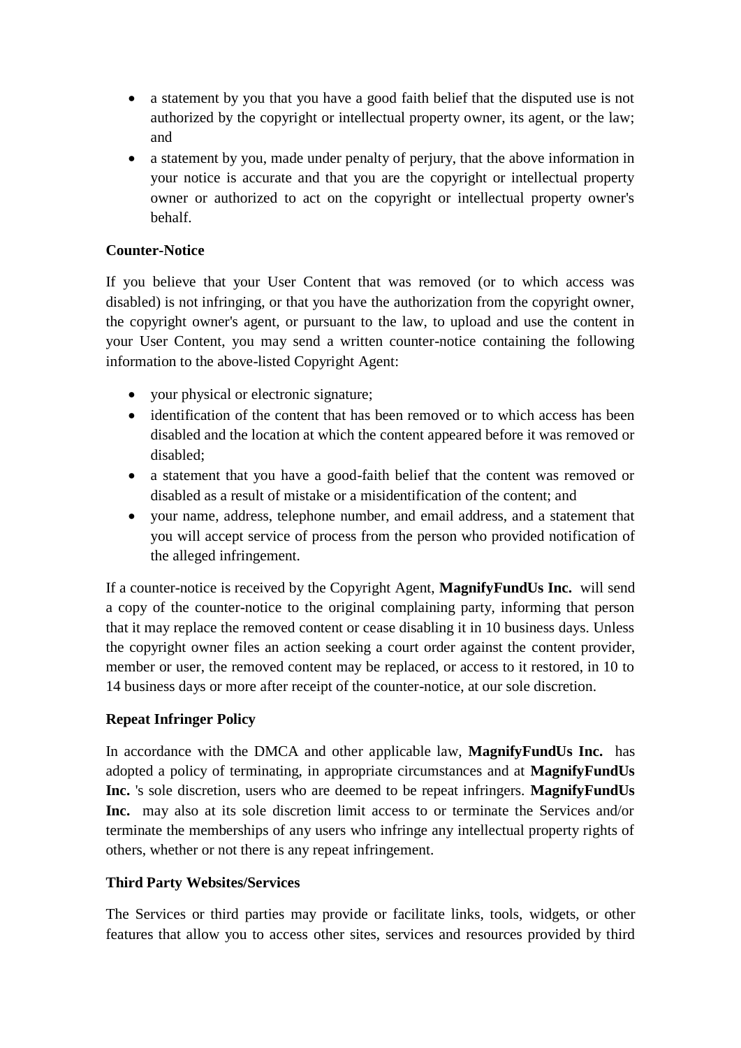- a statement by you that you have a good faith belief that the disputed use is not authorized by the copyright or intellectual property owner, its agent, or the law; and
- a statement by you, made under penalty of perjury, that the above information in your notice is accurate and that you are the copyright or intellectual property owner or authorized to act on the copyright or intellectual property owner's behalf.

**Counter-Notice**

If you believe that your User Content that was removed (or to which access was disabled) is not infringing, or that you have the authorization from the copyright owner, the copyright owner's agent, or pursuant to the law, to upload and use the content in your User Content, you may send a written counter-notice containing the following information to the above-listed Copyright Agent:

- your physical or electronic signature;
- identification of the content that has been removed or to which access has been disabled and the location at which the content appeared before it was removed or disabled;
- a statement that you have a good-faith belief that the content was removed or disabled as a result of mistake or a misidentification of the content; and
- your name, address, telephone number, and email address, and a statement that you will accept service of process from the person who provided notification of the alleged infringement.

If a counter-notice is received by the Copyright Agent, **MagnifyFundUs Inc.** will send a copy of the counter-notice to the original complaining party, informing that person that it may replace the removed content or cease disabling it in 10 business days. Unless the copyright owner files an action seeking a court order against the content provider, member or user, the removed content may be replaced, or access to it restored, in 10 to 14 business days or more after receipt of the counter-notice, at our sole discretion.

**Repeat Infringer Policy**

In accordance with the DMCA and other applicable law, **MagnifyFundUs Inc.** has adopted a policy of terminating, in appropriate circumstances and at **MagnifyFundUs Inc.** 's sole discretion, users who are deemed to be repeat infringers. **MagnifyFundUs Inc.** may also at its sole discretion limit access to or terminate the Services and/or terminate the memberships of any users who infringe any intellectual property rights of others, whether or not there is any repeat infringement.

**Third Party Websites/Services**

The Services or third parties may provide or facilitate links, tools, widgets, or other features that allow you to access other sites, services and resources provided by third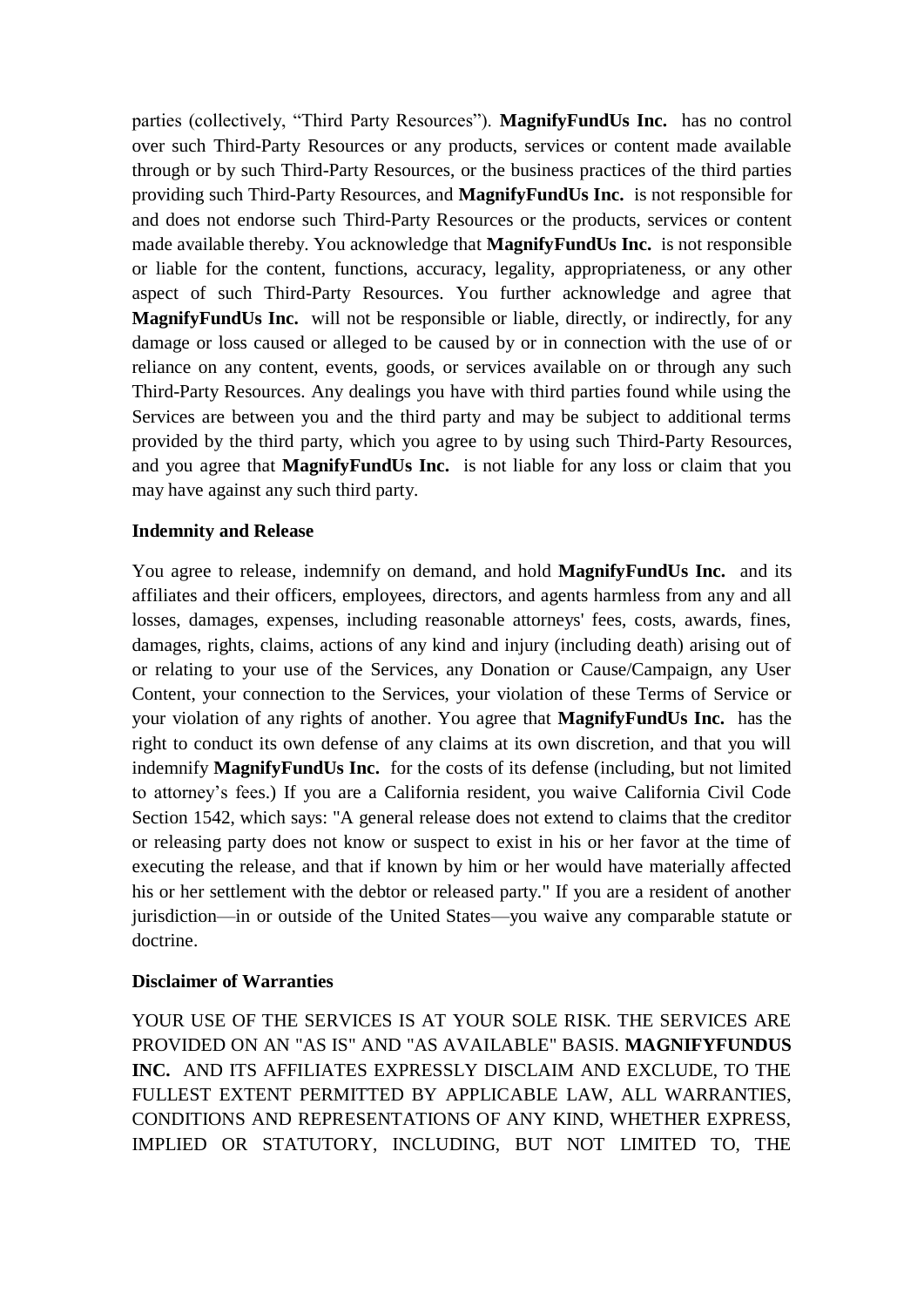parties (collectively, "Third Party Resources"). **MagnifyFundUs Inc.** has no control over such Third-Party Resources or any products, services or content made available through or by such Third-Party Resources, or the business practices of the third parties providing such Third-Party Resources, and **MagnifyFundUs Inc.** is not responsible for and does not endorse such Third-Party Resources or the products, services or content made available thereby. You acknowledge that **MagnifyFundUs Inc.** is not responsible or liable for the content, functions, accuracy, legality, appropriateness, or any other aspect of such Third-Party Resources. You further acknowledge and agree that **MagnifyFundUs Inc.** will not be responsible or liable, directly, or indirectly, for any damage or loss caused or alleged to be caused by or in connection with the use of or reliance on any content, events, goods, or services available on or through any such Third-Party Resources. Any dealings you have with third parties found while using the Services are between you and the third party and may be subject to additional terms provided by the third party, which you agree to by using such Third-Party Resources, and you agree that **MagnifyFundUs Inc.** is not liable for any loss or claim that you may have against any such third party.

**Indemnity and Release**

You agree to release, indemnify on demand, and hold **MagnifyFundUs Inc.** and its affiliates and their officers, employees, directors, and agents harmless from any and all losses, damages, expenses, including reasonable attorneys' fees, costs, awards, fines, damages, rights, claims, actions of any kind and injury (including death) arising out of or relating to your use of the Services, any Donation or Cause/Campaign, any User Content, your connection to the Services, your violation of these Terms of Service or your violation of any rights of another. You agree that **MagnifyFundUs Inc.** has the right to conduct its own defense of any claims at its own discretion, and that you will indemnify **MagnifyFundUs Inc.** for the costs of its defense (including, but not limited to attorney's fees.) If you are a California resident, you waive California Civil Code Section 1542, which says: "A general release does not extend to claims that the creditor or releasing party does not know or suspect to exist in his or her favor at the time of executing the release, and that if known by him or her would have materially affected his or her settlement with the debtor or released party." If you are a resident of another jurisdiction—in or outside of the United States—you waive any comparable statute or doctrine.

**Disclaimer of Warranties**

YOUR USE OF THE SERVICES IS AT YOUR SOLE RISK. THE SERVICES ARE PROVIDED ON AN "AS IS" AND "AS AVAILABLE" BASIS. **MAGNIFYFUNDUS INC.** AND ITS AFFILIATES EXPRESSLY DISCLAIM AND EXCLUDE, TO THE FULLEST EXTENT PERMITTED BY APPLICABLE LAW, ALL WARRANTIES, CONDITIONS AND REPRESENTATIONS OF ANY KIND, WHETHER EXPRESS, IMPLIED OR STATUTORY, INCLUDING, BUT NOT LIMITED TO, THE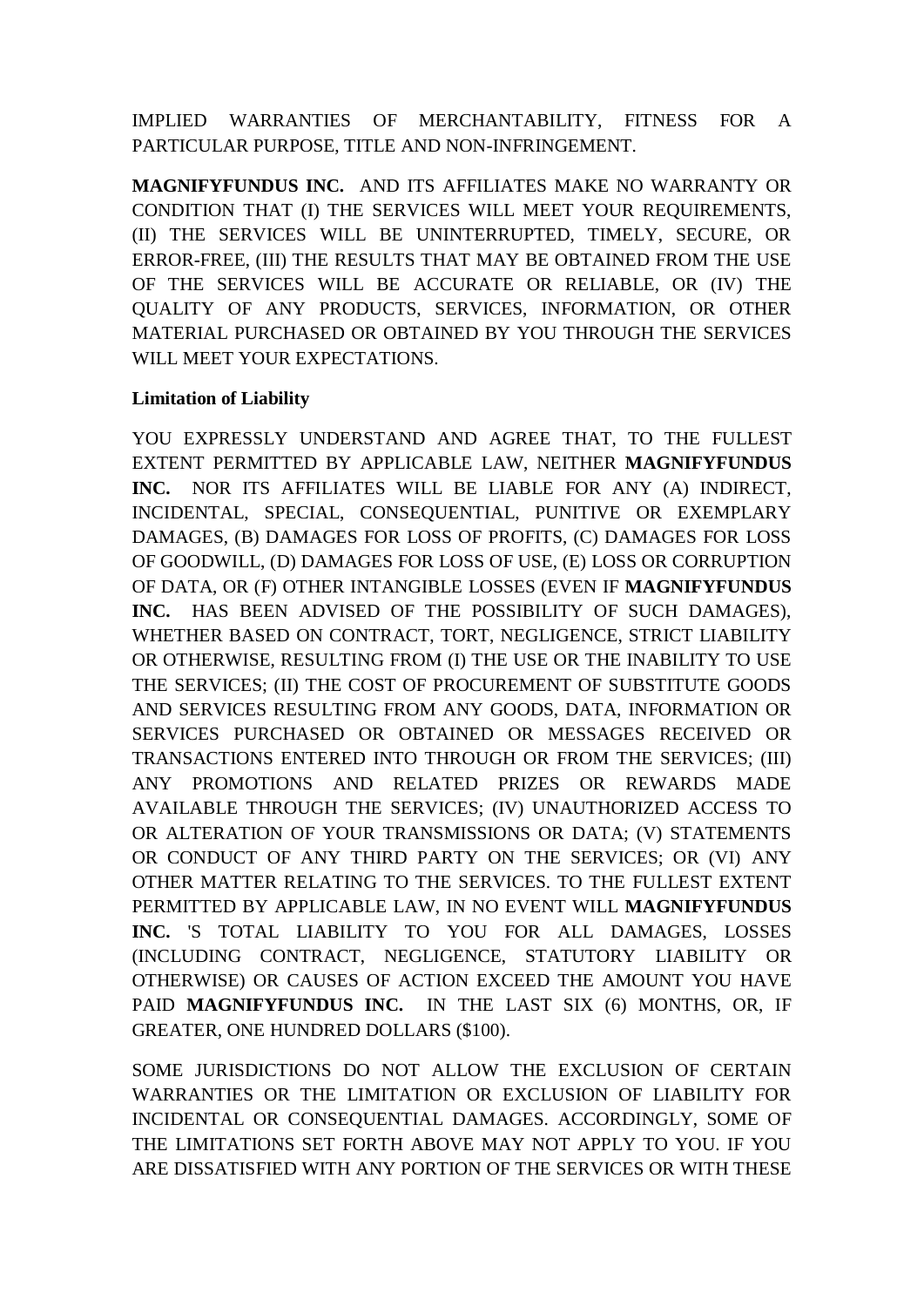IMPLIED WARRANTIES OF MERCHANTABILITY, FITNESS FOR A PARTICULAR PURPOSE, TITLE AND NON-INFRINGEMENT.

**MAGNIFYFUNDUS INC.** AND ITS AFFILIATES MAKE NO WARRANTY OR CONDITION THAT (I) THE SERVICES WILL MEET YOUR REQUIREMENTS, (II) THE SERVICES WILL BE UNINTERRUPTED, TIMELY, SECURE, OR ERROR-FREE, (III) THE RESULTS THAT MAY BE OBTAINED FROM THE USE OF THE SERVICES WILL BE ACCURATE OR RELIABLE, OR (IV) THE QUALITY OF ANY PRODUCTS, SERVICES, INFORMATION, OR OTHER MATERIAL PURCHASED OR OBTAINED BY YOU THROUGH THE SERVICES WILL MEET YOUR EXPECTATIONS.

**Limitation of Liability**

YOU EXPRESSLY UNDERSTAND AND AGREE THAT, TO THE FULLEST EXTENT PERMITTED BY APPLICABLE LAW, NEITHER **MAGNIFYFUNDUS INC.** NOR ITS AFFILIATES WILL BE LIABLE FOR ANY (A) INDIRECT, INCIDENTAL, SPECIAL, CONSEQUENTIAL, PUNITIVE OR EXEMPLARY DAMAGES, (B) DAMAGES FOR LOSS OF PROFITS, (C) DAMAGES FOR LOSS OF GOODWILL, (D) DAMAGES FOR LOSS OF USE, (E) LOSS OR CORRUPTION OF DATA, OR (F) OTHER INTANGIBLE LOSSES (EVEN IF **MAGNIFYFUNDUS INC.** HAS BEEN ADVISED OF THE POSSIBILITY OF SUCH DAMAGES), WHETHER BASED ON CONTRACT, TORT, NEGLIGENCE, STRICT LIABILITY OR OTHERWISE, RESULTING FROM (I) THE USE OR THE INABILITY TO USE THE SERVICES; (II) THE COST OF PROCUREMENT OF SUBSTITUTE GOODS AND SERVICES RESULTING FROM ANY GOODS, DATA, INFORMATION OR SERVICES PURCHASED OR OBTAINED OR MESSAGES RECEIVED OR TRANSACTIONS ENTERED INTO THROUGH OR FROM THE SERVICES; (III) ANY PROMOTIONS AND RELATED PRIZES OR REWARDS MADE AVAILABLE THROUGH THE SERVICES; (IV) UNAUTHORIZED ACCESS TO OR ALTERATION OF YOUR TRANSMISSIONS OR DATA; (V) STATEMENTS OR CONDUCT OF ANY THIRD PARTY ON THE SERVICES; OR (VI) ANY OTHER MATTER RELATING TO THE SERVICES. TO THE FULLEST EXTENT PERMITTED BY APPLICABLE LAW, IN NO EVENT WILL **MAGNIFYFUNDUS INC.** 'S TOTAL LIABILITY TO YOU FOR ALL DAMAGES, LOSSES (INCLUDING CONTRACT, NEGLIGENCE, STATUTORY LIABILITY OR OTHERWISE) OR CAUSES OF ACTION EXCEED THE AMOUNT YOU HAVE PAID **MAGNIFYFUNDUS INC.** IN THE LAST SIX (6) MONTHS, OR, IF GREATER, ONE HUNDRED DOLLARS ($100).

SOME JURISDICTIONS DO NOT ALLOW THE EXCLUSION OF CERTAIN WARRANTIES OR THE LIMITATION OR EXCLUSION OF LIABILITY FOR INCIDENTAL OR CONSEQUENTIAL DAMAGES. ACCORDINGLY, SOME OF THE LIMITATIONS SET FORTH ABOVE MAY NOT APPLY TO YOU. IF YOU ARE DISSATISFIED WITH ANY PORTION OF THE SERVICES OR WITH THESE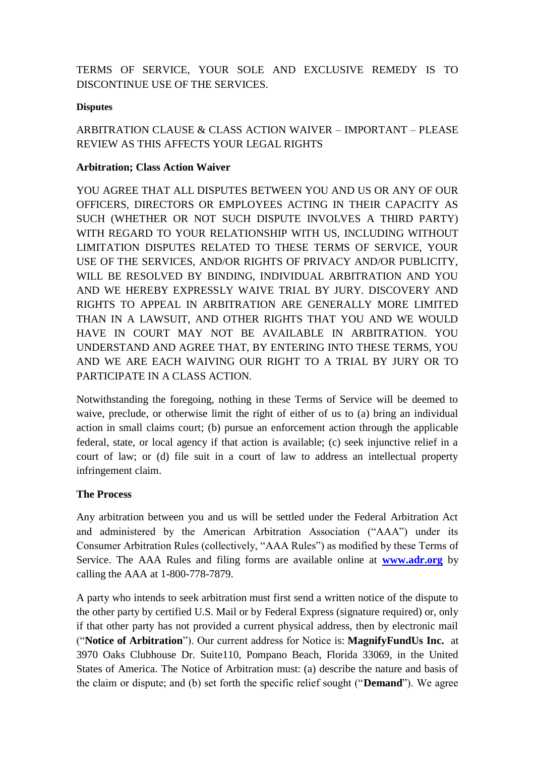TERMS OF SERVICE, YOUR SOLE AND EXCLUSIVE REMEDY IS TO DISCONTINUE USE OF THE SERVICES.

**Disputes**

ARBITRATION CLAUSE & CLASS ACTION WAIVER – IMPORTANT – PLEASE REVIEW AS THIS AFFECTS YOUR LEGAL RIGHTS

**Arbitration; Class Action Waiver**

YOU AGREE THAT ALL DISPUTES BETWEEN YOU AND US OR ANY OF OUR OFFICERS, DIRECTORS OR EMPLOYEES ACTING IN THEIR CAPACITY AS SUCH (WHETHER OR NOT SUCH DISPUTE INVOLVES A THIRD PARTY) WITH REGARD TO YOUR RELATIONSHIP WITH US, INCLUDING WITHOUT LIMITATION DISPUTES RELATED TO THESE TERMS OF SERVICE, YOUR USE OF THE SERVICES, AND/OR RIGHTS OF PRIVACY AND/OR PUBLICITY, WILL BE RESOLVED BY BINDING, INDIVIDUAL ARBITRATION AND YOU AND WE HEREBY EXPRESSLY WAIVE TRIAL BY JURY. DISCOVERY AND RIGHTS TO APPEAL IN ARBITRATION ARE GENERALLY MORE LIMITED THAN IN A LAWSUIT, AND OTHER RIGHTS THAT YOU AND WE WOULD HAVE IN COURT MAY NOT BE AVAILABLE IN ARBITRATION. YOU UNDERSTAND AND AGREE THAT, BY ENTERING INTO THESE TERMS, YOU AND WE ARE EACH WAIVING OUR RIGHT TO A TRIAL BY JURY OR TO PARTICIPATE IN A CLASS ACTION.

Notwithstanding the foregoing, nothing in these Terms of Service will be deemed to waive, preclude, or otherwise limit the right of either of us to (a) bring an individual action in small claims court; (b) pursue an enforcement action through the applicable federal, state, or local agency if that action is available; (c) seek injunctive relief in a court of law; or (d) file suit in a court of law to address an intellectual property infringement claim.

**The Process**

Any arbitration between you and us will be settled under the Federal Arbitration Act and administered by the American Arbitration Association ("AAA") under its Consumer Arbitration Rules (collectively, "AAA Rules") as modified by these Terms of Service. The AAA Rules and filing forms are available online at **[www.adr.org](http://www.adr.org)** by calling the AAA at 1-800-778-7879.

A party who intends to seek arbitration must first send a written notice of the dispute to the other party by certified U.S. Mail or by Federal Express (signature required) or, only if that other party has not provided a current physical address, then by electronic mail ("**Notice of Arbitration**"). Our current address for Notice is: **MagnifyFundUs Inc.** at 3970 Oaks Clubhouse Dr. Suite110, Pompano Beach, Florida 33069, in the United States of America. The Notice of Arbitration must: (a) describe the nature and basis of the claim or dispute; and (b) set forth the specific relief sought ("**Demand**"). We agree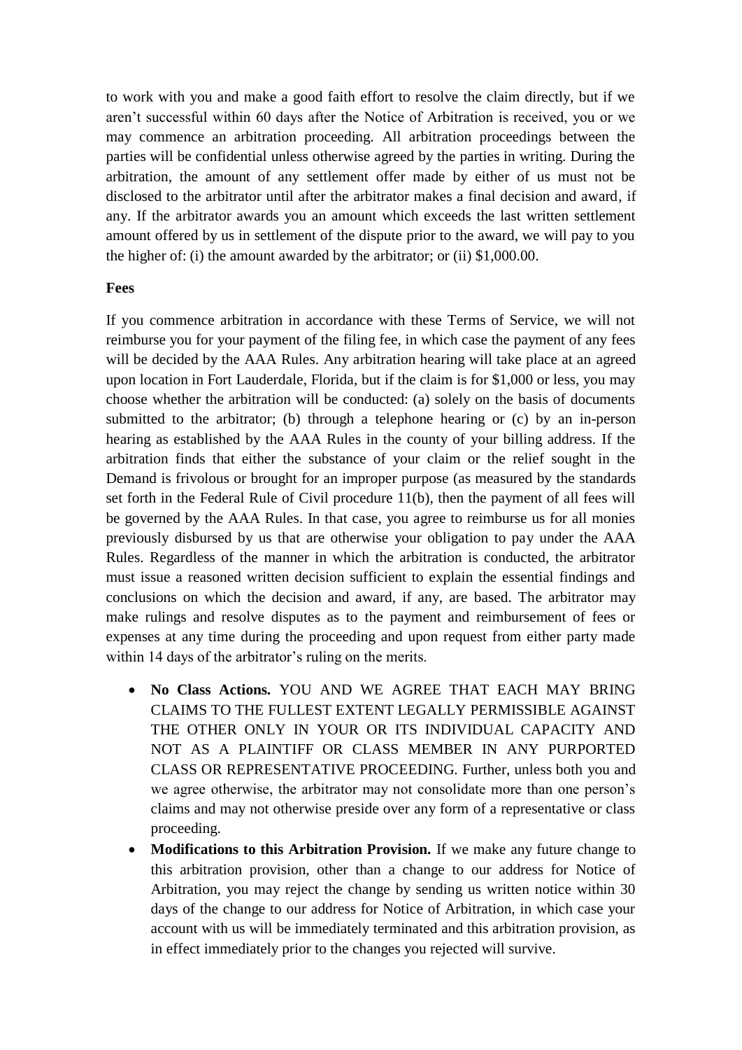to work with you and make a good faith effort to resolve the claim directly, but if we aren't successful within 60 days after the Notice of Arbitration is received, you or we may commence an arbitration proceeding. All arbitration proceedings between the parties will be confidential unless otherwise agreed by the parties in writing. During the arbitration, the amount of any settlement offer made by either of us must not be disclosed to the arbitrator until after the arbitrator makes a final decision and award, if any. If the arbitrator awards you an amount which exceeds the last written settlement amount offered by us in settlement of the dispute prior to the award, we will pay to you the higher of: (i) the amount awarded by the arbitrator; or (ii) $1,000.00.

**Fees**

If you commence arbitration in accordance with these Terms of Service, we will not reimburse you for your payment of the filing fee, in which case the payment of any fees will be decided by the AAA Rules. Any arbitration hearing will take place at an agreed upon location in Fort Lauderdale, Florida, but if the claim is for $1,000 or less, you may choose whether the arbitration will be conducted: (a) solely on the basis of documents submitted to the arbitrator; (b) through a telephone hearing or (c) by an in-person hearing as established by the AAA Rules in the county of your billing address. If the arbitration finds that either the substance of your claim or the relief sought in the Demand is frivolous or brought for an improper purpose (as measured by the standards set forth in the Federal Rule of Civil procedure 11(b), then the payment of all fees will be governed by the AAA Rules. In that case, you agree to reimburse us for all monies previously disbursed by us that are otherwise your obligation to pay under the AAA Rules. Regardless of the manner in which the arbitration is conducted, the arbitrator must issue a reasoned written decision sufficient to explain the essential findings and conclusions on which the decision and award, if any, are based. The arbitrator may make rulings and resolve disputes as to the payment and reimbursement of fees or expenses at any time during the proceeding and upon request from either party made within 14 days of the arbitrator's ruling on the merits.

- **No Class Actions.** YOU AND WE AGREE THAT EACH MAY BRING CLAIMS TO THE FULLEST EXTENT LEGALLY PERMISSIBLE AGAINST THE OTHER ONLY IN YOUR OR ITS INDIVIDUAL CAPACITY AND NOT AS A PLAINTIFF OR CLASS MEMBER IN ANY PURPORTED CLASS OR REPRESENTATIVE PROCEEDING. Further, unless both you and we agree otherwise, the arbitrator may not consolidate more than one person's claims and may not otherwise preside over any form of a representative or class proceeding.
- **Modifications to this Arbitration Provision.** If we make any future change to this arbitration provision, other than a change to our address for Notice of Arbitration, you may reject the change by sending us written notice within 30 days of the change to our address for Notice of Arbitration, in which case your account with us will be immediately terminated and this arbitration provision, as in effect immediately prior to the changes you rejected will survive.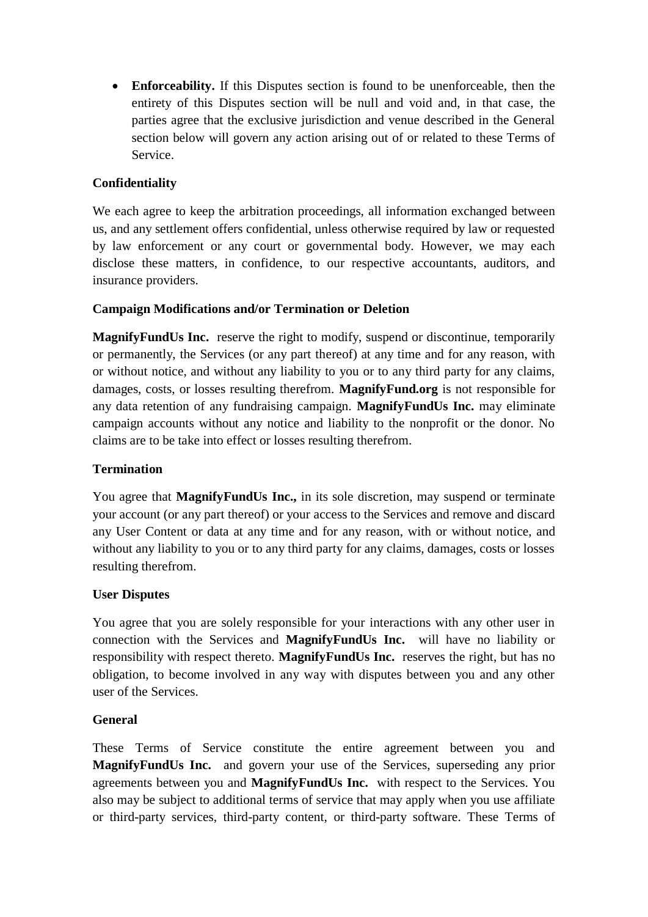- **Enforceability.** If this Disputes section is found to be unenforceable, then the entirety of this Disputes section will be null and void and, in that case, the parties agree that the exclusive jurisdiction and venue described in the General section below will govern any action arising out of or related to these Terms of Service.

**Confidentiality**

We each agree to keep the arbitration proceedings, all information exchanged between us, and any settlement offers confidential, unless otherwise required by law or requested by law enforcement or any court or governmental body. However, we may each disclose these matters, in confidence, to our respective accountants, auditors, and insurance providers.

**Campaign Modifications and/or Termination or Deletion**

**MagnifyFundUs Inc.** reserve the right to modify, suspend or discontinue, temporarily or permanently, the Services (or any part thereof) at any time and for any reason, with or without notice, and without any liability to you or to any third party for any claims, damages, costs, or losses resulting therefrom. **MagnifyFund.org** is not responsible for any data retention of any fundraising campaign. **MagnifyFundUs Inc.** may eliminate campaign accounts without any notice and liability to the nonprofit or the donor. No claims are to be take into effect or losses resulting therefrom.

**Termination**

You agree that **MagnifyFundUs Inc.,** in its sole discretion, may suspend or terminate your account (or any part thereof) or your access to the Services and remove and discard any User Content or data at any time and for any reason, with or without notice, and without any liability to you or to any third party for any claims, damages, costs or losses resulting therefrom.

**User Disputes**

You agree that you are solely responsible for your interactions with any other user in connection with the Services and **MagnifyFundUs Inc.** will have no liability or responsibility with respect thereto. **MagnifyFundUs Inc.** reserves the right, but has no obligation, to become involved in any way with disputes between you and any other user of the Services.

**General**

These Terms of Service constitute the entire agreement between you and **MagnifyFundUs Inc.** and govern your use of the Services, superseding any prior agreements between you and **MagnifyFundUs Inc.** with respect to the Services. You also may be subject to additional terms of service that may apply when you use affiliate or third-party services, third-party content, or third-party software. These Terms of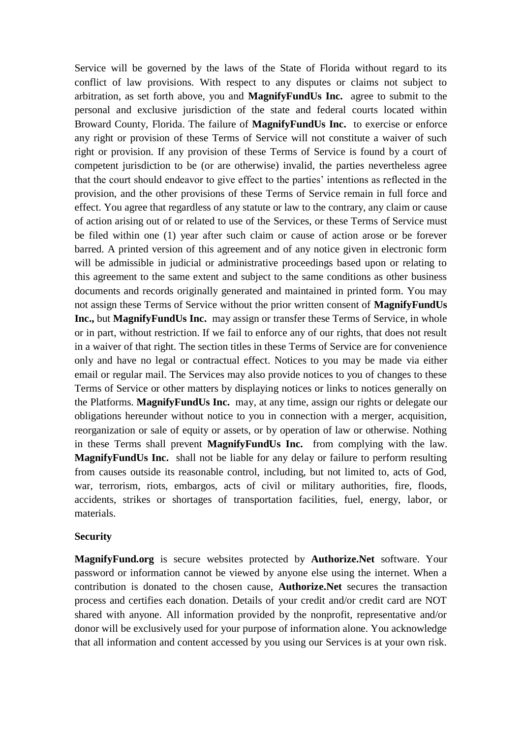Service will be governed by the laws of the State of Florida without regard to its conflict of law provisions. With respect to any disputes or claims not subject to arbitration, as set forth above, you and **MagnifyFundUs Inc.** agree to submit to the personal and exclusive jurisdiction of the state and federal courts located within Broward County, Florida. The failure of **MagnifyFundUs Inc.** to exercise or enforce any right or provision of these Terms of Service will not constitute a waiver of such right or provision. If any provision of these Terms of Service is found by a court of competent jurisdiction to be (or are otherwise) invalid, the parties nevertheless agree that the court should endeavor to give effect to the parties' intentions as reflected in the provision, and the other provisions of these Terms of Service remain in full force and effect. You agree that regardless of any statute or law to the contrary, any claim or cause of action arising out of or related to use of the Services, or these Terms of Service must be filed within one (1) year after such claim or cause of action arose or be forever barred. A printed version of this agreement and of any notice given in electronic form will be admissible in judicial or administrative proceedings based upon or relating to this agreement to the same extent and subject to the same conditions as other business documents and records originally generated and maintained in printed form. You may not assign these Terms of Service without the prior written consent of **MagnifyFundUs Inc.,** but **MagnifyFundUs Inc.** may assign or transfer these Terms of Service, in whole or in part, without restriction. If we fail to enforce any of our rights, that does not result in a waiver of that right. The section titles in these Terms of Service are for convenience only and have no legal or contractual effect. Notices to you may be made via either email or regular mail. The Services may also provide notices to you of changes to these Terms of Service or other matters by displaying notices or links to notices generally on the Platforms. **MagnifyFundUs Inc.** may, at any time, assign our rights or delegate our obligations hereunder without notice to you in connection with a merger, acquisition, reorganization or sale of equity or assets, or by operation of law or otherwise. Nothing in these Terms shall prevent **MagnifyFundUs Inc.** from complying with the law. **MagnifyFundUs Inc.** shall not be liable for any delay or failure to perform resulting from causes outside its reasonable control, including, but not limited to, acts of God, war, terrorism, riots, embargos, acts of civil or military authorities, fire, floods, accidents, strikes or shortages of transportation facilities, fuel, energy, labor, or materials.

**Security**

**MagnifyFund.org** is secure websites protected by **Authorize.Net** software. Your password or information cannot be viewed by anyone else using the internet. When a contribution is donated to the chosen cause, **Authorize.Net** secures the transaction process and certifies each donation. Details of your credit and/or credit card are NOT shared with anyone. All information provided by the nonprofit, representative and/or donor will be exclusively used for your purpose of information alone. You acknowledge that all information and content accessed by you using our Services is at your own risk.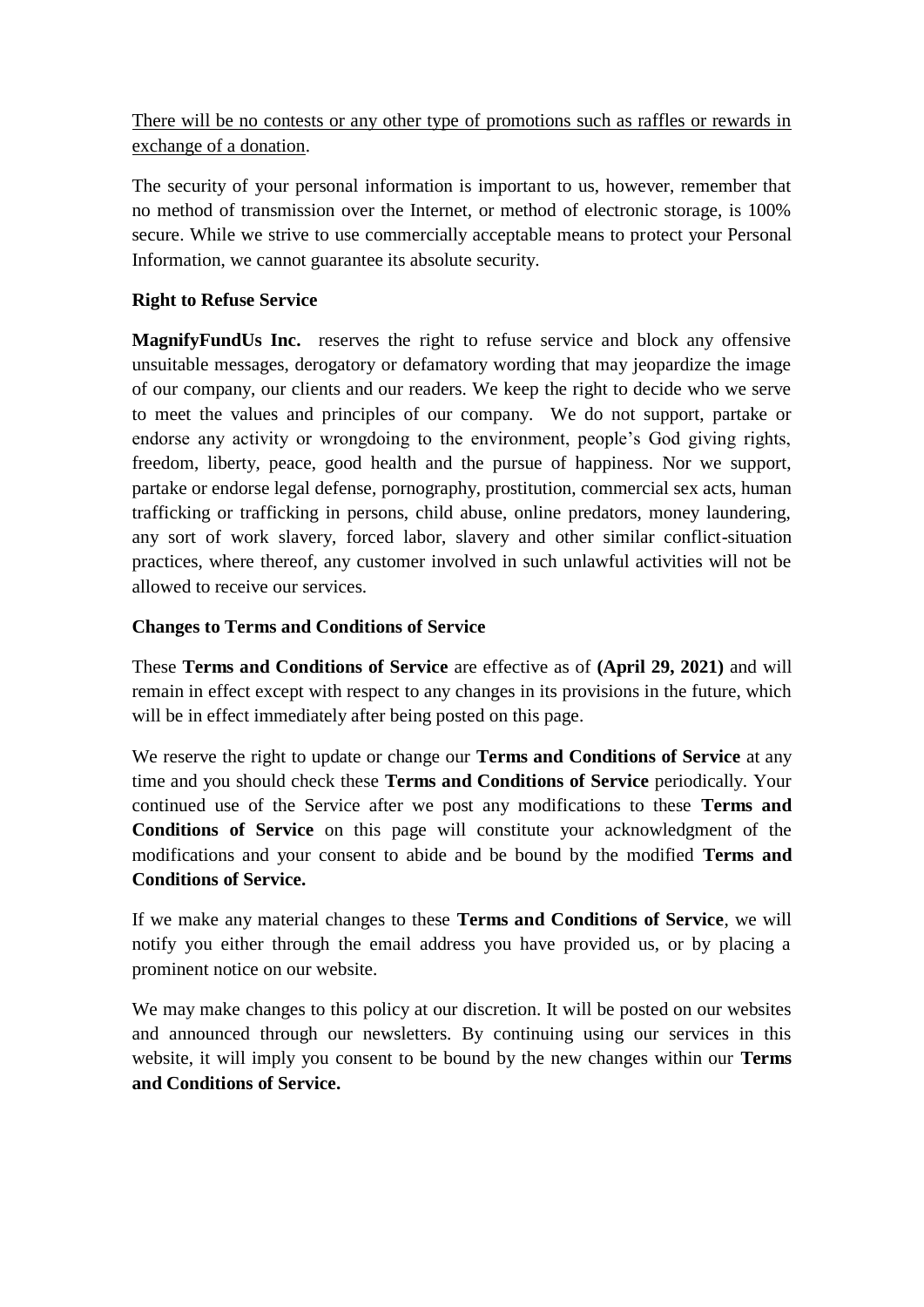<u>There will be no contests or any other type of promotions such as raffles or rewards in exchange of a donation</u>.

The security of your personal information is important to us, however, remember that no method of transmission over the Internet, or method of electronic storage, is 100% secure. While we strive to use commercially acceptable means to protect your Personal Information, we cannot guarantee its absolute security.

**Right to Refuse Service**

**MagnifyFundUs Inc.** reserves the right to refuse service and block any offensive unsuitable messages, derogatory or defamatory wording that may jeopardize the image of our company, our clients and our readers. We keep the right to decide who we serve to meet the values and principles of our company. We do not support, partake or endorse any activity or wrongdoing to the environment, people's God giving rights, freedom, liberty, peace, good health and the pursue of happiness. Nor we support, partake or endorse legal defense, pornography, prostitution, commercial sex acts, human trafficking or trafficking in persons, child abuse, online predators, money laundering, any sort of work slavery, forced labor, slavery and other similar conflict-situation practices, where thereof, any customer involved in such unlawful activities will not be allowed to receive our services.

**Changes to Terms and Conditions of Service**

These **Terms and Conditions of Service** are effective as of **(April 29, 2021)** and will remain in effect except with respect to any changes in its provisions in the future, which will be in effect immediately after being posted on this page.

We reserve the right to update or change our **Terms and Conditions of Service** at any time and you should check these **Terms and Conditions of Service** periodically. Your continued use of the Service after we post any modifications to these **Terms and Conditions of Service** on this page will constitute your acknowledgment of the modifications and your consent to abide and be bound by the modified **Terms and Conditions of Service.**

If we make any material changes to these **Terms and Conditions of Service**, we will notify you either through the email address you have provided us, or by placing a prominent notice on our website.

We may make changes to this policy at our discretion. It will be posted on our websites and announced through our newsletters. By continuing using our services in this website, it will imply you consent to be bound by the new changes within our **Terms and Conditions of Service.**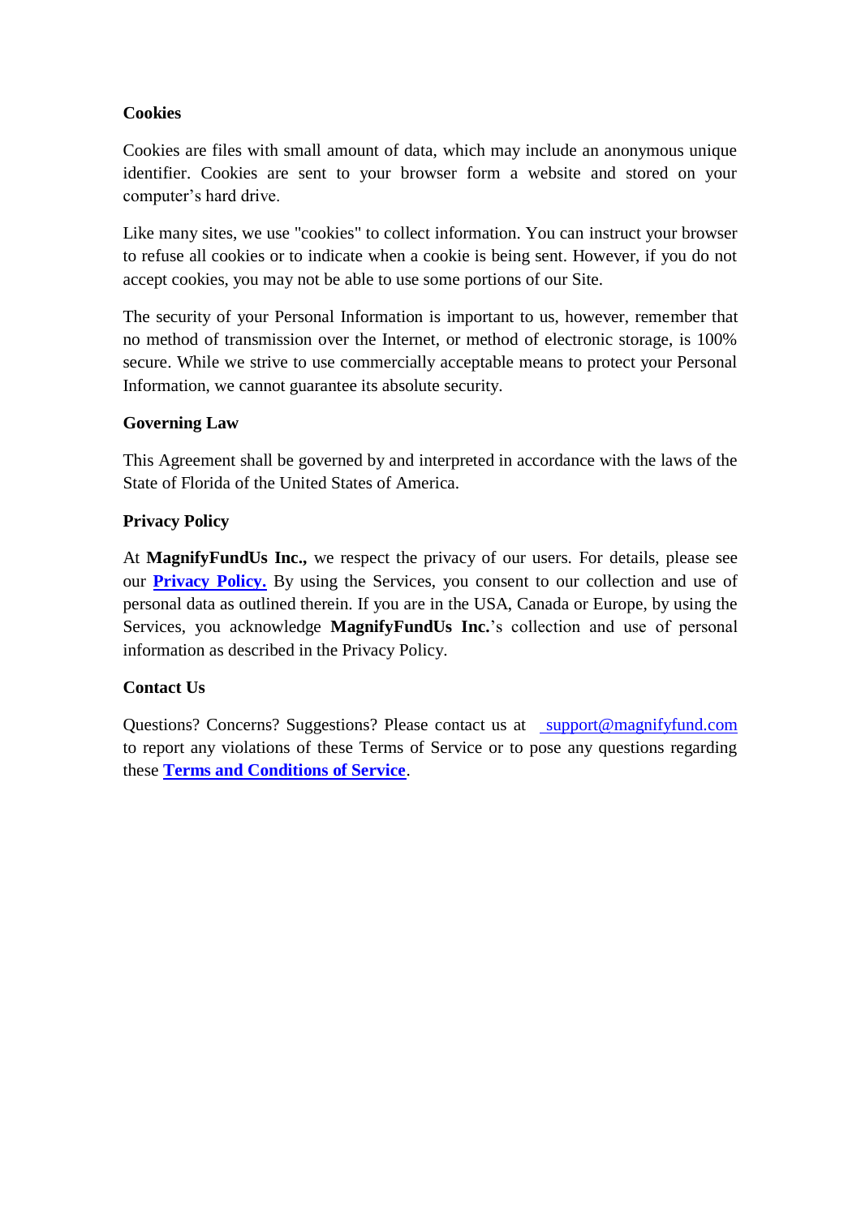**Cookies**

Cookies are files with small amount of data, which may include an anonymous unique identifier. Cookies are sent to your browser form a website and stored on your computer's hard drive.

Like many sites, we use "cookies" to collect information. You can instruct your browser to refuse all cookies or to indicate when a cookie is being sent. However, if you do not accept cookies, you may not be able to use some portions of our Site.

The security of your Personal Information is important to us, however, remember that no method of transmission over the Internet, or method of electronic storage, is 100% secure. While we strive to use commercially acceptable means to protect your Personal Information, we cannot guarantee its absolute security.

**Governing Law**

This Agreement shall be governed by and interpreted in accordance with the laws of the State of Florida of the United States of America.

**Privacy Policy**

At **MagnifyFundUs Inc.,** we respect the privacy of our users. For details, please see our **Privacy Policy.** By using the Services, you consent to our collection and use of personal data as outlined therein. If you are in the USA, Canada or Europe, by using the Services, you acknowledge **MagnifyFundUs Inc.**'s collection and use of personal information as described in the Privacy Policy.

**Contact Us**

Questions? Concerns? Suggestions? Please contact us at support@magnifyfund.com to report any violations of these Terms of Service or to pose any questions regarding these **Terms and Conditions of Service**.